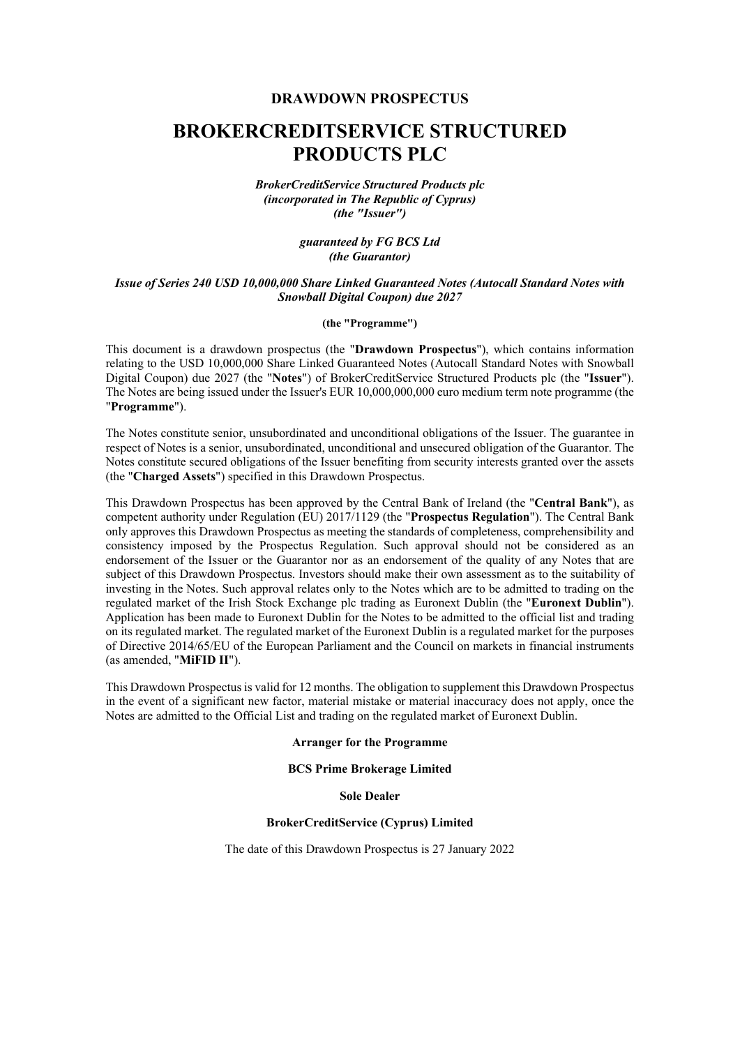**DRAWDOWN PROSPECTUS**

# BROKERCREDITSERVICE STRUCTURED PRODUCTS PLC

***BrokerCreditService Structured Products plc***
***(incorporated in The Republic of Cyprus)***
***(the "Issuer")***

***guaranteed by FG BCS Ltd***
***(the Guarantor)***

***Issue of Series 240 USD 10,000,000 Share Linked Guaranteed Notes (Autocall Standard Notes with Snowball Digital Coupon) due 2027***

**(the "Programme")**

This document is a drawdown prospectus (the "**Drawdown Prospectus**"), which contains information relating to the USD 10,000,000 Share Linked Guaranteed Notes (Autocall Standard Notes with Snowball Digital Coupon) due 2027 (the "**Notes**") of BrokerCreditService Structured Products plc (the "**Issuer**"). The Notes are being issued under the Issuer's EUR 10,000,000,000 euro medium term note programme (the "**Programme**").

The Notes constitute senior, unsubordinated and unconditional obligations of the Issuer. The guarantee in respect of Notes is a senior, unsubordinated, unconditional and unsecured obligation of the Guarantor. The Notes constitute secured obligations of the Issuer benefiting from security interests granted over the assets (the "**Charged Assets**") specified in this Drawdown Prospectus.

This Drawdown Prospectus has been approved by the Central Bank of Ireland (the "**Central Bank**"), as competent authority under Regulation (EU) 2017/1129 (the "**Prospectus Regulation**"). The Central Bank only approves this Drawdown Prospectus as meeting the standards of completeness, comprehensibility and consistency imposed by the Prospectus Regulation. Such approval should not be considered as an endorsement of the Issuer or the Guarantor nor as an endorsement of the quality of any Notes that are subject of this Drawdown Prospectus. Investors should make their own assessment as to the suitability of investing in the Notes. Such approval relates only to the Notes which are to be admitted to trading on the regulated market of the Irish Stock Exchange plc trading as Euronext Dublin (the "**Euronext Dublin**"). Application has been made to Euronext Dublin for the Notes to be admitted to the official list and trading on its regulated market. The regulated market of the Euronext Dublin is a regulated market for the purposes of Directive 2014/65/EU of the European Parliament and the Council on markets in financial instruments (as amended, "**MiFID II**").

This Drawdown Prospectus is valid for 12 months. The obligation to supplement this Drawdown Prospectus in the event of a significant new factor, material mistake or material inaccuracy does not apply, once the Notes are admitted to the Official List and trading on the regulated market of Euronext Dublin.

**Arranger for the Programme**

**BCS Prime Brokerage Limited**

**Sole Dealer**

**BrokerCreditService (Cyprus) Limited**

The date of this Drawdown Prospectus is 27 January 2022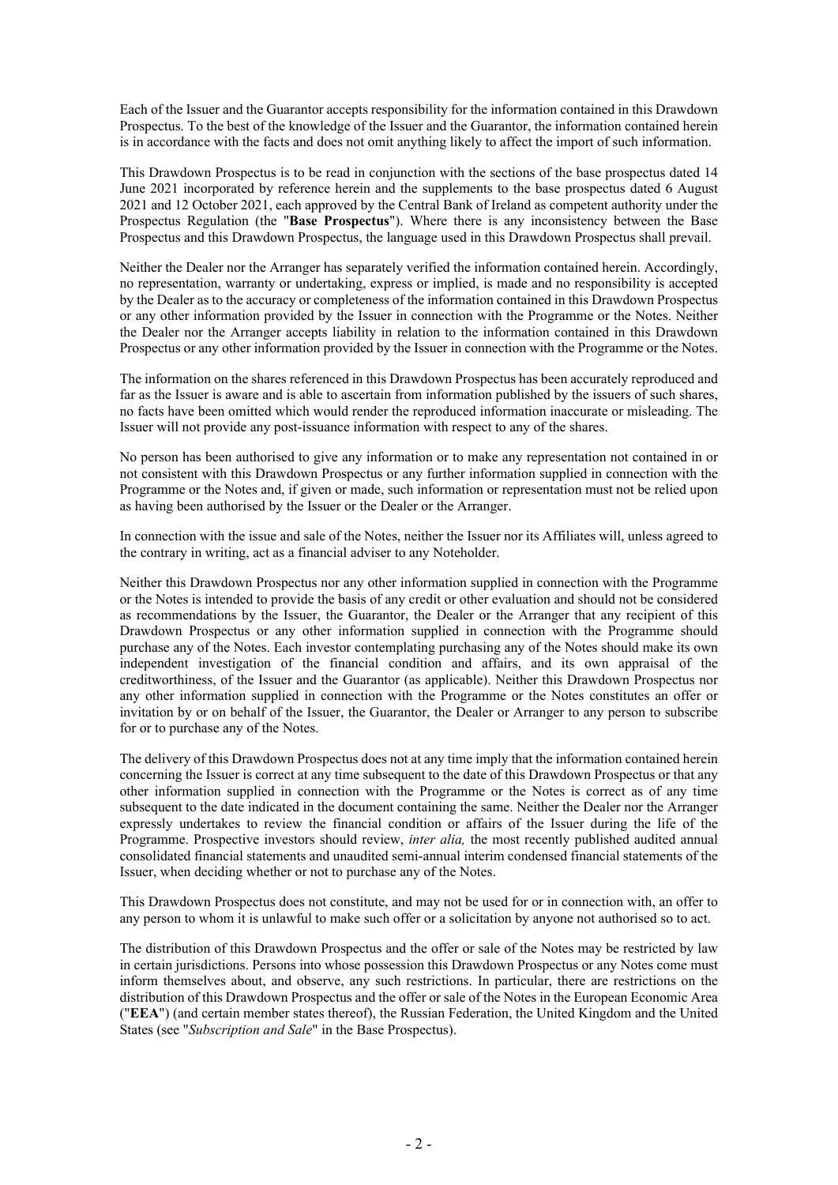Each of the Issuer and the Guarantor accepts responsibility for the information contained in this Drawdown Prospectus. To the best of the knowledge of the Issuer and the Guarantor, the information contained herein is in accordance with the facts and does not omit anything likely to affect the import of such information.

This Drawdown Prospectus is to be read in conjunction with the sections of the base prospectus dated 14 June 2021 incorporated by reference herein and the supplements to the base prospectus dated 6 August 2021 and 12 October 2021, each approved by the Central Bank of Ireland as competent authority under the Prospectus Regulation (the "**Base Prospectus**"). Where there is any inconsistency between the Base Prospectus and this Drawdown Prospectus, the language used in this Drawdown Prospectus shall prevail.

Neither the Dealer nor the Arranger has separately verified the information contained herein. Accordingly, no representation, warranty or undertaking, express or implied, is made and no responsibility is accepted by the Dealer as to the accuracy or completeness of the information contained in this Drawdown Prospectus or any other information provided by the Issuer in connection with the Programme or the Notes. Neither the Dealer nor the Arranger accepts liability in relation to the information contained in this Drawdown Prospectus or any other information provided by the Issuer in connection with the Programme or the Notes.

The information on the shares referenced in this Drawdown Prospectus has been accurately reproduced and far as the Issuer is aware and is able to ascertain from information published by the issuers of such shares, no facts have been omitted which would render the reproduced information inaccurate or misleading. The Issuer will not provide any post-issuance information with respect to any of the shares.

No person has been authorised to give any information or to make any representation not contained in or not consistent with this Drawdown Prospectus or any further information supplied in connection with the Programme or the Notes and, if given or made, such information or representation must not be relied upon as having been authorised by the Issuer or the Dealer or the Arranger.

In connection with the issue and sale of the Notes, neither the Issuer nor its Affiliates will, unless agreed to the contrary in writing, act as a financial adviser to any Noteholder.

Neither this Drawdown Prospectus nor any other information supplied in connection with the Programme or the Notes is intended to provide the basis of any credit or other evaluation and should not be considered as recommendations by the Issuer, the Guarantor, the Dealer or the Arranger that any recipient of this Drawdown Prospectus or any other information supplied in connection with the Programme should purchase any of the Notes. Each investor contemplating purchasing any of the Notes should make its own independent investigation of the financial condition and affairs, and its own appraisal of the creditworthiness, of the Issuer and the Guarantor (as applicable). Neither this Drawdown Prospectus nor any other information supplied in connection with the Programme or the Notes constitutes an offer or invitation by or on behalf of the Issuer, the Guarantor, the Dealer or Arranger to any person to subscribe for or to purchase any of the Notes.

The delivery of this Drawdown Prospectus does not at any time imply that the information contained herein concerning the Issuer is correct at any time subsequent to the date of this Drawdown Prospectus or that any other information supplied in connection with the Programme or the Notes is correct as of any time subsequent to the date indicated in the document containing the same. Neither the Dealer nor the Arranger expressly undertakes to review the financial condition or affairs of the Issuer during the life of the Programme. Prospective investors should review, *inter alia,* the most recently published audited annual consolidated financial statements and unaudited semi-annual interim condensed financial statements of the Issuer, when deciding whether or not to purchase any of the Notes.

This Drawdown Prospectus does not constitute, and may not be used for or in connection with, an offer to any person to whom it is unlawful to make such offer or a solicitation by anyone not authorised so to act.

The distribution of this Drawdown Prospectus and the offer or sale of the Notes may be restricted by law in certain jurisdictions. Persons into whose possession this Drawdown Prospectus or any Notes come must inform themselves about, and observe, any such restrictions. In particular, there are restrictions on the distribution of this Drawdown Prospectus and the offer or sale of the Notes in the European Economic Area ("**EEA**") (and certain member states thereof), the Russian Federation, the United Kingdom and the United States (see "*Subscription and Sale*" in the Base Prospectus).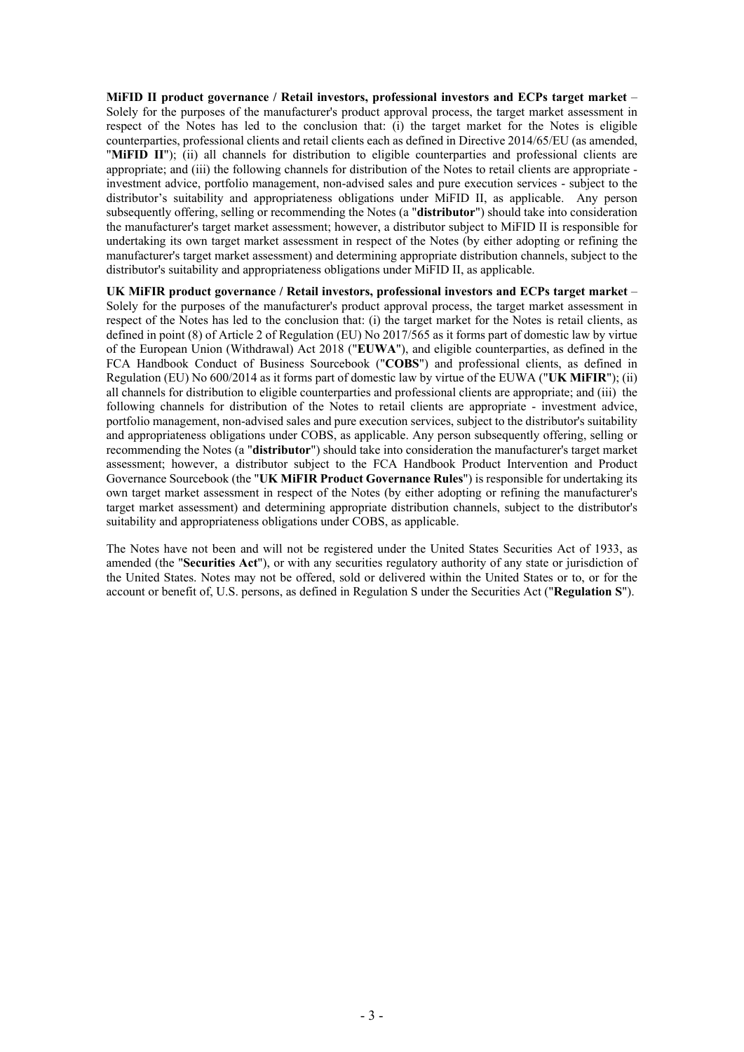**MiFID II product governance / Retail investors, professional investors and ECPs target market** – Solely for the purposes of the manufacturer's product approval process, the target market assessment in respect of the Notes has led to the conclusion that: (i) the target market for the Notes is eligible counterparties, professional clients and retail clients each as defined in Directive 2014/65/EU (as amended, "**MiFID II**"); (ii) all channels for distribution to eligible counterparties and professional clients are appropriate; and (iii) the following channels for distribution of the Notes to retail clients are appropriate - investment advice, portfolio management, non-advised sales and pure execution services - subject to the distributor's suitability and appropriateness obligations under MiFID II, as applicable. Any person subsequently offering, selling or recommending the Notes (a "**distributor**") should take into consideration the manufacturer's target market assessment; however, a distributor subject to MiFID II is responsible for undertaking its own target market assessment in respect of the Notes (by either adopting or refining the manufacturer's target market assessment) and determining appropriate distribution channels, subject to the distributor's suitability and appropriateness obligations under MiFID II, as applicable.

**UK MiFIR product governance / Retail investors, professional investors and ECPs target market** – Solely for the purposes of the manufacturer's product approval process, the target market assessment in respect of the Notes has led to the conclusion that: (i) the target market for the Notes is retail clients, as defined in point (8) of Article 2 of Regulation (EU) No 2017/565 as it forms part of domestic law by virtue of the European Union (Withdrawal) Act 2018 ("**EUWA**"), and eligible counterparties, as defined in the FCA Handbook Conduct of Business Sourcebook ("**COBS**") and professional clients, as defined in Regulation (EU) No 600/2014 as it forms part of domestic law by virtue of the EUWA ("**UK MiFIR**"); (ii) all channels for distribution to eligible counterparties and professional clients are appropriate; and (iii) the following channels for distribution of the Notes to retail clients are appropriate - investment advice, portfolio management, non-advised sales and pure execution services, subject to the distributor's suitability and appropriateness obligations under COBS, as applicable. Any person subsequently offering, selling or recommending the Notes (a "**distributor**") should take into consideration the manufacturer's target market assessment; however, a distributor subject to the FCA Handbook Product Intervention and Product Governance Sourcebook (the "**UK MiFIR Product Governance Rules**") is responsible for undertaking its own target market assessment in respect of the Notes (by either adopting or refining the manufacturer's target market assessment) and determining appropriate distribution channels, subject to the distributor's suitability and appropriateness obligations under COBS, as applicable.

The Notes have not been and will not be registered under the United States Securities Act of 1933, as amended (the "**Securities Act**"), or with any securities regulatory authority of any state or jurisdiction of the United States. Notes may not be offered, sold or delivered within the United States or to, or for the account or benefit of, U.S. persons, as defined in Regulation S under the Securities Act ("**Regulation S**").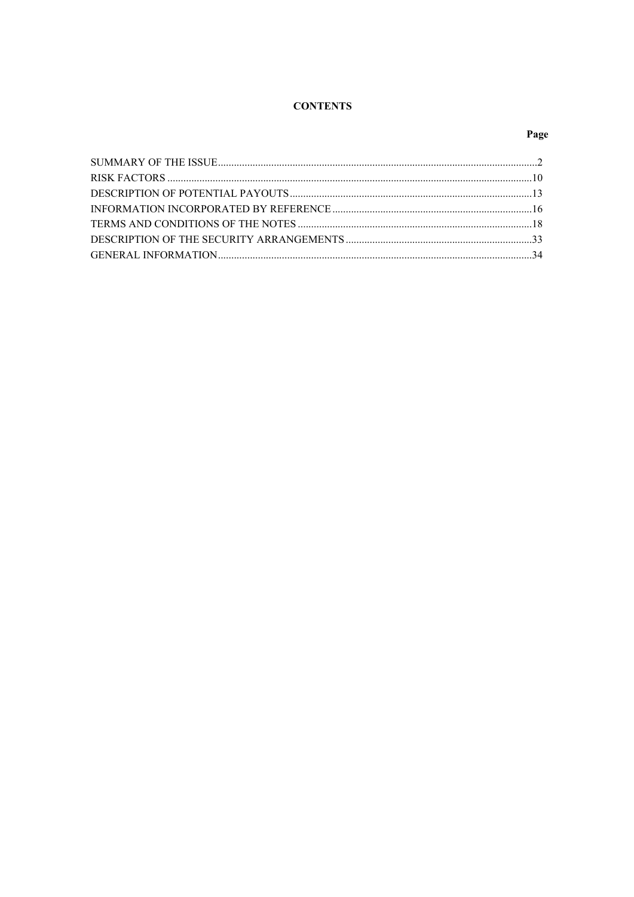# CONTENTS

| | Page |
|---|---|
| SUMMARY OF THE ISSUE | 2 |
| RISK FACTORS | 10 |
| DESCRIPTION OF POTENTIAL PAYOUTS | 13 |
| INFORMATION INCORPORATED BY REFERENCE | 16 |
| TERMS AND CONDITIONS OF THE NOTES | 18 |
| DESCRIPTION OF THE SECURITY ARRANGEMENTS | 33 |
| GENERAL INFORMATION | 34 |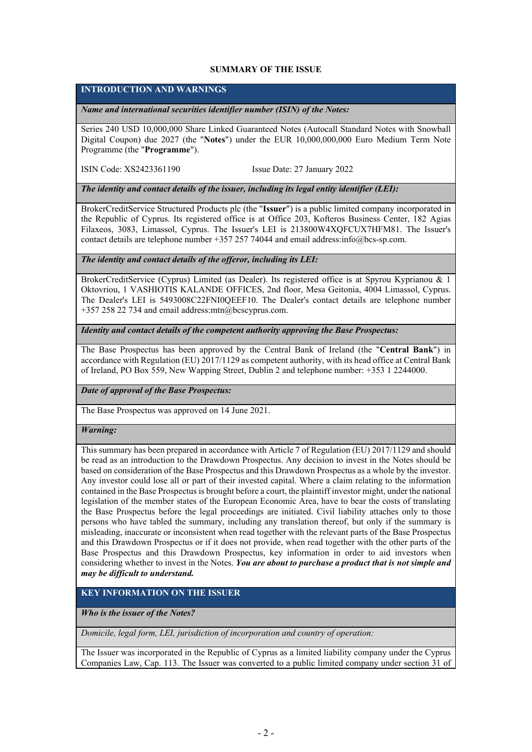## SUMMARY OF THE ISSUE

### INTRODUCTION AND WARNINGS

***Name and international securities identifier number (ISIN) of the Notes:***

Series 240 USD 10,000,000 Share Linked Guaranteed Notes (Autocall Standard Notes with Snowball Digital Coupon) due 2027 (the "**Notes**") under the EUR 10,000,000,000 Euro Medium Term Note Programme (the "**Programme**").

ISIN Code: XS2423361190 Issue Date: 27 January 2022

***The identity and contact details of the issuer, including its legal entity identifier (LEI):***

BrokerCreditService Structured Products plc (the "**Issuer**") is a public limited company incorporated in the Republic of Cyprus. Its registered office is at Office 203, Kofteros Business Center, 182 Agias Filaxeos, 3083, Limassol, Cyprus. The Issuer's LEI is 213800W4XQFCUX7HFM81. The Issuer's contact details are telephone number +357 257 74044 and email address:info@bcs-sp.com.

***The identity and contact details of the offeror, including its LEI:***

BrokerCreditService (Cyprus) Limited (as Dealer). Its registered office is at Spyrou Kyprianou & 1 Oktovriou, 1 VASHIOTIS KALANDE OFFICES, 2nd floor, Mesa Geitonia, 4004 Limassol, Cyprus. The Dealer's LEI is 5493008C22FNI0QEEF10. The Dealer's contact details are telephone number +357 258 22 734 and email address:mtn@bcscyprus.com.

***Identity and contact details of the competent authority approving the Base Prospectus:***

The Base Prospectus has been approved by the Central Bank of Ireland (the "**Central Bank**") in accordance with Regulation (EU) 2017/1129 as competent authority, with its head office at Central Bank of Ireland, PO Box 559, New Wapping Street, Dublin 2 and telephone number: +353 1 2244000.

***Date of approval of the Base Prospectus:***

The Base Prospectus was approved on 14 June 2021.

***Warning:***

This summary has been prepared in accordance with Article 7 of Regulation (EU) 2017/1129 and should be read as an introduction to the Drawdown Prospectus. Any decision to invest in the Notes should be based on consideration of the Base Prospectus and this Drawdown Prospectus as a whole by the investor. Any investor could lose all or part of their invested capital. Where a claim relating to the information contained in the Base Prospectus is brought before a court, the plaintiff investor might, under the national legislation of the member states of the European Economic Area, have to bear the costs of translating the Base Prospectus before the legal proceedings are initiated. Civil liability attaches only to those persons who have tabled the summary, including any translation thereof, but only if the summary is misleading, inaccurate or inconsistent when read together with the relevant parts of the Base Prospectus and this Drawdown Prospectus or if it does not provide, when read together with the other parts of the Base Prospectus and this Drawdown Prospectus, key information in order to aid investors when considering whether to invest in the Notes. ***You are about to purchase a product that is not simple and may be difficult to understand.***

### KEY INFORMATION ON THE ISSUER

***Who is the issuer of the Notes?***

*Domicile, legal form, LEI, jurisdiction of incorporation and country of operation:*

The Issuer was incorporated in the Republic of Cyprus as a limited liability company under the Cyprus Companies Law, Cap. 113. The Issuer was converted to a public limited company under section 31 of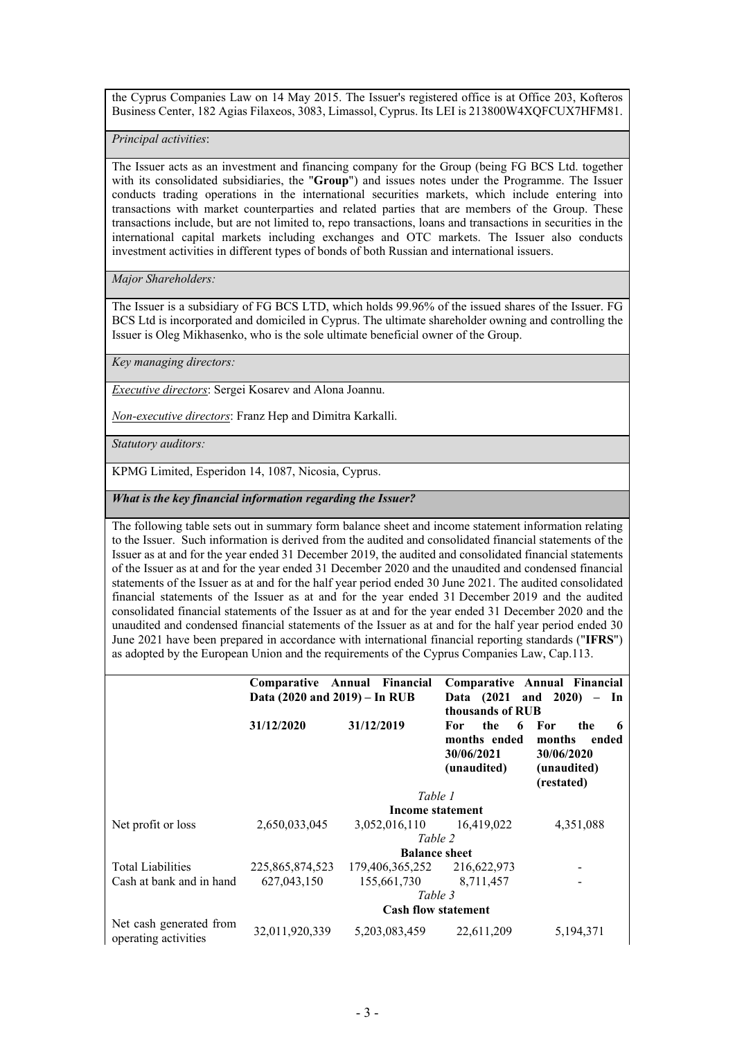the Cyprus Companies Law on 14 May 2015. The Issuer's registered office is at Office 203, Kofteros Business Center, 182 Agias Filaxeos, 3083, Limassol, Cyprus. Its LEI is 213800W4XQFCUX7HFM81.

*Principal activities*:

The Issuer acts as an investment and financing company for the Group (being FG BCS Ltd. together with its consolidated subsidiaries, the "**Group**") and issues notes under the Programme. The Issuer conducts trading operations in the international securities markets, which include entering into transactions with market counterparties and related parties that are members of the Group. These transactions include, but are not limited to, repo transactions, loans and transactions in securities in the international capital markets including exchanges and OTC markets. The Issuer also conducts investment activities in different types of bonds of both Russian and international issuers.

*Major Shareholders:*

The Issuer is a subsidiary of FG BCS LTD, which holds 99.96% of the issued shares of the Issuer. FG BCS Ltd is incorporated and domiciled in Cyprus. The ultimate shareholder owning and controlling the Issuer is Oleg Mikhasenko, who is the sole ultimate beneficial owner of the Group.

*Key managing directors:*

*Executive directors*: Sergei Kosarev and Alona Joannu.

*Non-executive directors*: Franz Hep and Dimitra Karkalli.

*Statutory auditors:*

KPMG Limited, Esperidon 14, 1087, Nicosia, Cyprus.

***What is the key financial information regarding the Issuer?***

The following table sets out in summary form balance sheet and income statement information relating to the Issuer. Such information is derived from the audited and consolidated financial statements of the Issuer as at and for the year ended 31 December 2019, the audited and consolidated financial statements of the Issuer as at and for the year ended 31 December 2020 and the unaudited and condensed financial statements of the Issuer as at and for the half year period ended 30 June 2021. The audited consolidated financial statements of the Issuer as at and for the year ended 31 December 2019 and the audited consolidated financial statements of the Issuer as at and for the year ended 31 December 2020 and the unaudited and condensed financial statements of the Issuer as at and for the half year period ended 30 June 2021 have been prepared in accordance with international financial reporting standards ("**IFRS**") as adopted by the European Union and the requirements of the Cyprus Companies Law, Cap.113.

| | **Comparative Annual Financial Data (2020 and 2019) – In RUB** | | **Comparative Annual Financial Data (2021 and 2020) – In thousands of RUB** | |
|---|---|---|---|---|
| | **31/12/2020** | **31/12/2019** | **For the 6 months ended 30/06/2021 (unaudited)** | **For the 6 months ended 30/06/2020 (unaudited) (restated)** |
| | | *Table 1* **Income statement** | | |
| Net profit or loss | 2,650,033,045 | 3,052,016,110 | 16,419,022 | 4,351,088 |
| | | *Table 2* **Balance sheet** | | |
| Total Liabilities | 225,865,874,523 | 179,406,365,252 | 216,622,973 | - |
| Cash at bank and in hand | 627,043,150 | 155,661,730 | 8,711,457 | - |
| | | *Table 3* **Cash flow statement** | | |
| Net cash generated from operating activities | 32,011,920,339 | 5,203,083,459 | 22,611,209 | 5,194,371 |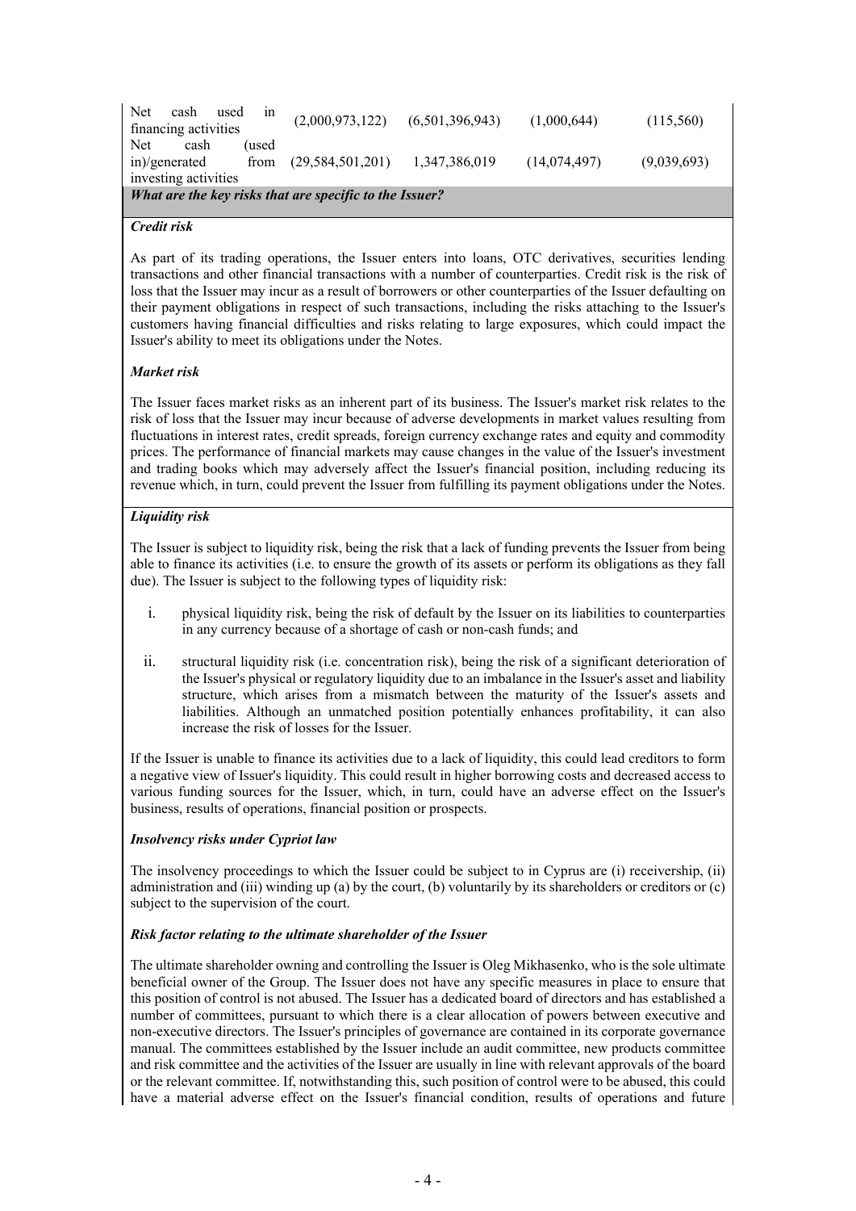| | | | | |
|---|---|---|---|---|
| Net cash used in financing activities | (2,000,973,122) | (6,501,396,943) | (1,000,644) | (115,560) |
| Net cash (used in)/generated from investing activities | (29,584,501,201) | 1,347,386,019 | (14,074,497) | (9,039,693) |

***What are the key risks that are specific to the Issuer?***

***Credit risk***

As part of its trading operations, the Issuer enters into loans, OTC derivatives, securities lending transactions and other financial transactions with a number of counterparties. Credit risk is the risk of loss that the Issuer may incur as a result of borrowers or other counterparties of the Issuer defaulting on their payment obligations in respect of such transactions, including the risks attaching to the Issuer's customers having financial difficulties and risks relating to large exposures, which could impact the Issuer's ability to meet its obligations under the Notes.

***Market risk***

The Issuer faces market risks as an inherent part of its business. The Issuer's market risk relates to the risk of loss that the Issuer may incur because of adverse developments in market values resulting from fluctuations in interest rates, credit spreads, foreign currency exchange rates and equity and commodity prices. The performance of financial markets may cause changes in the value of the Issuer's investment and trading books which may adversely affect the Issuer's financial position, including reducing its revenue which, in turn, could prevent the Issuer from fulfilling its payment obligations under the Notes.

***Liquidity risk***

The Issuer is subject to liquidity risk, being the risk that a lack of funding prevents the Issuer from being able to finance its activities (i.e. to ensure the growth of its assets or perform its obligations as they fall due). The Issuer is subject to the following types of liquidity risk:

i. physical liquidity risk, being the risk of default by the Issuer on its liabilities to counterparties in any currency because of a shortage of cash or non-cash funds; and

ii. structural liquidity risk (i.e. concentration risk), being the risk of a significant deterioration of the Issuer's physical or regulatory liquidity due to an imbalance in the Issuer's asset and liability structure, which arises from a mismatch between the maturity of the Issuer's assets and liabilities. Although an unmatched position potentially enhances profitability, it can also increase the risk of losses for the Issuer.

If the Issuer is unable to finance its activities due to a lack of liquidity, this could lead creditors to form a negative view of Issuer's liquidity. This could result in higher borrowing costs and decreased access to various funding sources for the Issuer, which, in turn, could have an adverse effect on the Issuer's business, results of operations, financial position or prospects.

***Insolvency risks under Cypriot law***

The insolvency proceedings to which the Issuer could be subject to in Cyprus are (i) receivership, (ii) administration and (iii) winding up (a) by the court, (b) voluntarily by its shareholders or creditors or (c) subject to the supervision of the court.

***Risk factor relating to the ultimate shareholder of the Issuer***

The ultimate shareholder owning and controlling the Issuer is Oleg Mikhasenko, who is the sole ultimate beneficial owner of the Group. The Issuer does not have any specific measures in place to ensure that this position of control is not abused. The Issuer has a dedicated board of directors and has established a number of committees, pursuant to which there is a clear allocation of powers between executive and non-executive directors. The Issuer's principles of governance are contained in its corporate governance manual. The committees established by the Issuer include an audit committee, new products committee and risk committee and the activities of the Issuer are usually in line with relevant approvals of the board or the relevant committee. If, notwithstanding this, such position of control were to be abused, this could have a material adverse effect on the Issuer's financial condition, results of operations and future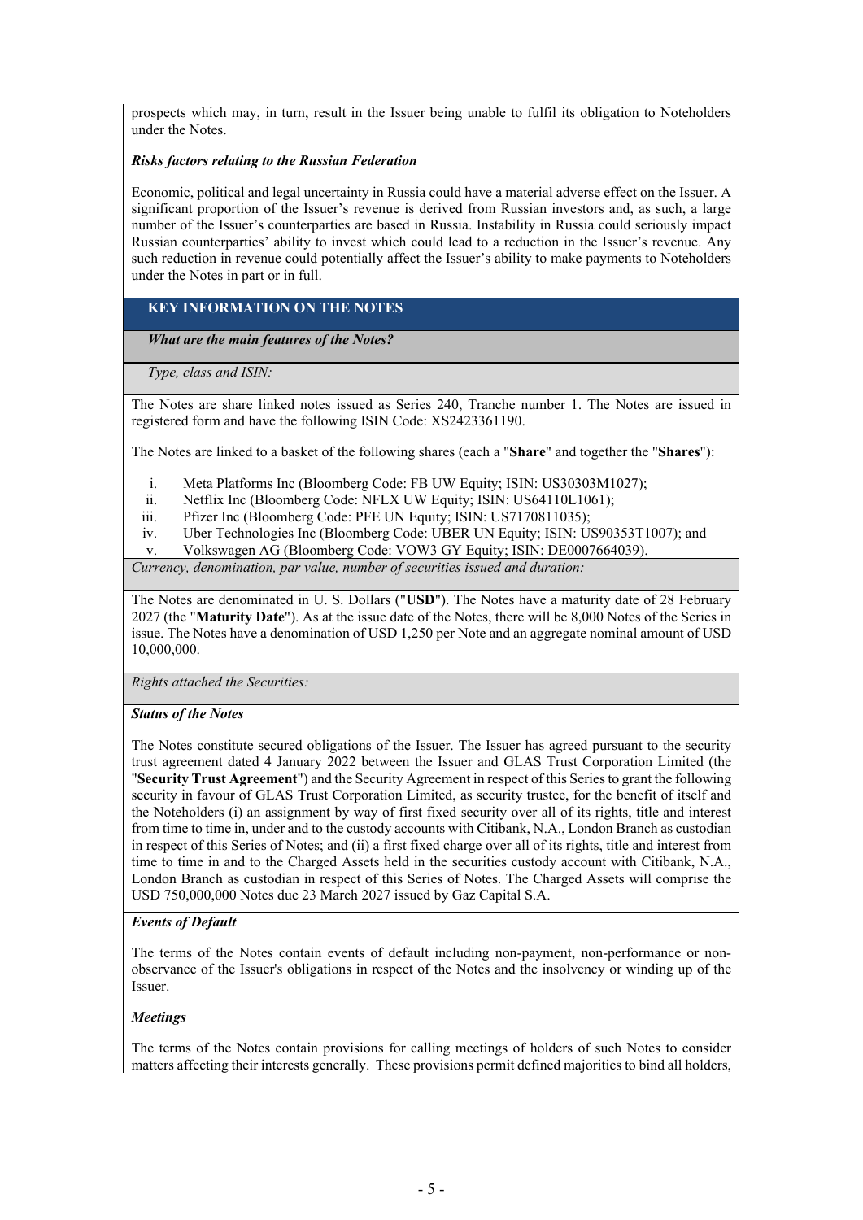prospects which may, in turn, result in the Issuer being unable to fulfil its obligation to Noteholders under the Notes.

***Risks factors relating to the Russian Federation***

Economic, political and legal uncertainty in Russia could have a material adverse effect on the Issuer. A significant proportion of the Issuer's revenue is derived from Russian investors and, as such, a large number of the Issuer's counterparties are based in Russia. Instability in Russia could seriously impact Russian counterparties' ability to invest which could lead to a reduction in the Issuer's revenue. Any such reduction in revenue could potentially affect the Issuer's ability to make payments to Noteholders under the Notes in part or in full.

## KEY INFORMATION ON THE NOTES

### *What are the main features of the Notes?*

*Type, class and ISIN:*

The Notes are share linked notes issued as Series 240, Tranche number 1. The Notes are issued in registered form and have the following ISIN Code: XS2423361190.

The Notes are linked to a basket of the following shares (each a "**Share**" and together the "**Shares**"):

i. Meta Platforms Inc (Bloomberg Code: FB UW Equity; ISIN: US30303M1027);
ii. Netflix Inc (Bloomberg Code: NFLX UW Equity; ISIN: US64110L1061);
iii. Pfizer Inc (Bloomberg Code: PFE UN Equity; ISIN: US7170811035);
iv. Uber Technologies Inc (Bloomberg Code: UBER UN Equity; ISIN: US90353T1007); and
v. Volkswagen AG (Bloomberg Code: VOW3 GY Equity; ISIN: DE0007664039).

*Currency, denomination, par value, number of securities issued and duration:*

The Notes are denominated in U. S. Dollars ("**USD**"). The Notes have a maturity date of 28 February 2027 (the "**Maturity Date**"). As at the issue date of the Notes, there will be 8,000 Notes of the Series in issue. The Notes have a denomination of USD 1,250 per Note and an aggregate nominal amount of USD 10,000,000.

*Rights attached the Securities:*

***Status of the Notes***

The Notes constitute secured obligations of the Issuer. The Issuer has agreed pursuant to the security trust agreement dated 4 January 2022 between the Issuer and GLAS Trust Corporation Limited (the "**Security Trust Agreement**") and the Security Agreement in respect of this Series to grant the following security in favour of GLAS Trust Corporation Limited, as security trustee, for the benefit of itself and the Noteholders (i) an assignment by way of first fixed security over all of its rights, title and interest from time to time in, under and to the custody accounts with Citibank, N.A., London Branch as custodian in respect of this Series of Notes; and (ii) a first fixed charge over all of its rights, title and interest from time to time in and to the Charged Assets held in the securities custody account with Citibank, N.A., London Branch as custodian in respect of this Series of Notes. The Charged Assets will comprise the USD 750,000,000 Notes due 23 March 2027 issued by Gaz Capital S.A.

***Events of Default***

The terms of the Notes contain events of default including non-payment, non-performance or non-observance of the Issuer's obligations in respect of the Notes and the insolvency or winding up of the Issuer.

***Meetings***

The terms of the Notes contain provisions for calling meetings of holders of such Notes to consider matters affecting their interests generally. These provisions permit defined majorities to bind all holders,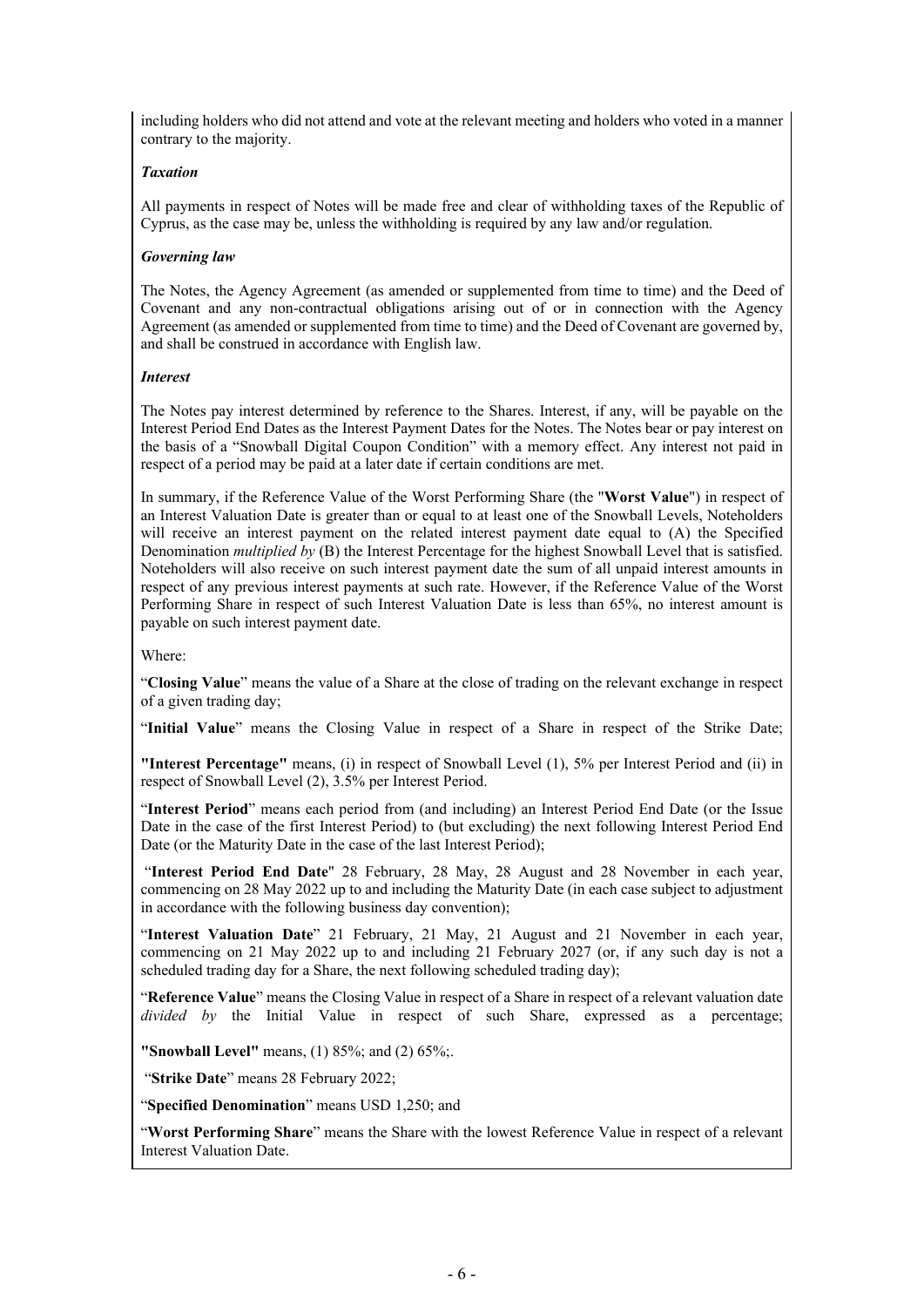including holders who did not attend and vote at the relevant meeting and holders who voted in a manner contrary to the majority.

***Taxation***

All payments in respect of Notes will be made free and clear of withholding taxes of the Republic of Cyprus, as the case may be, unless the withholding is required by any law and/or regulation.

***Governing law***

The Notes, the Agency Agreement (as amended or supplemented from time to time) and the Deed of Covenant and any non-contractual obligations arising out of or in connection with the Agency Agreement (as amended or supplemented from time to time) and the Deed of Covenant are governed by, and shall be construed in accordance with English law.

***Interest***

The Notes pay interest determined by reference to the Shares. Interest, if any, will be payable on the Interest Period End Dates as the Interest Payment Dates for the Notes. The Notes bear or pay interest on the basis of a "Snowball Digital Coupon Condition" with a memory effect. Any interest not paid in respect of a period may be paid at a later date if certain conditions are met.

In summary, if the Reference Value of the Worst Performing Share (the "**Worst Value**") in respect of an Interest Valuation Date is greater than or equal to at least one of the Snowball Levels, Noteholders will receive an interest payment on the related interest payment date equal to (A) the Specified Denomination *multiplied by* (B) the Interest Percentage for the highest Snowball Level that is satisfied. Noteholders will also receive on such interest payment date the sum of all unpaid interest amounts in respect of any previous interest payments at such rate. However, if the Reference Value of the Worst Performing Share in respect of such Interest Valuation Date is less than 65%, no interest amount is payable on such interest payment date.

Where:

"**Closing Value**" means the value of a Share at the close of trading on the relevant exchange in respect of a given trading day;

"**Initial Value**" means the Closing Value in respect of a Share in respect of the Strike Date;

**"Interest Percentage"** means, (i) in respect of Snowball Level (1), 5% per Interest Period and (ii) in respect of Snowball Level (2), 3.5% per Interest Period.

"**Interest Period**" means each period from (and including) an Interest Period End Date (or the Issue Date in the case of the first Interest Period) to (but excluding) the next following Interest Period End Date (or the Maturity Date in the case of the last Interest Period);

"**Interest Period End Date**" 28 February, 28 May, 28 August and 28 November in each year, commencing on 28 May 2022 up to and including the Maturity Date (in each case subject to adjustment in accordance with the following business day convention);

"**Interest Valuation Date**" 21 February, 21 May, 21 August and 21 November in each year, commencing on 21 May 2022 up to and including 21 February 2027 (or, if any such day is not a scheduled trading day for a Share, the next following scheduled trading day);

"**Reference Value**" means the Closing Value in respect of a Share in respect of a relevant valuation date *divided by* the Initial Value in respect of such Share, expressed as a percentage;

**"Snowball Level"** means, (1) 85%; and (2) 65%;.

"**Strike Date**" means 28 February 2022;

"**Specified Denomination**" means USD 1,250; and

"**Worst Performing Share**" means the Share with the lowest Reference Value in respect of a relevant Interest Valuation Date.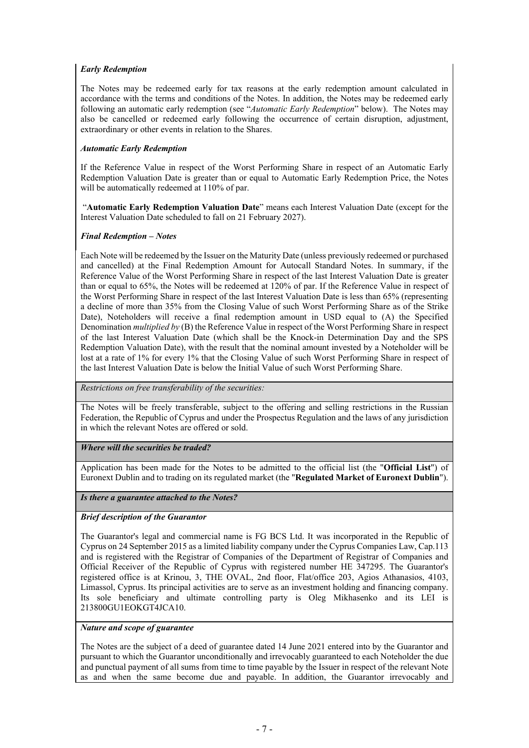*Early Redemption*

The Notes may be redeemed early for tax reasons at the early redemption amount calculated in accordance with the terms and conditions of the Notes. In addition, the Notes may be redeemed early following an automatic early redemption (see "*Automatic Early Redemption*" below). The Notes may also be cancelled or redeemed early following the occurrence of certain disruption, adjustment, extraordinary or other events in relation to the Shares.

*Automatic Early Redemption*

If the Reference Value in respect of the Worst Performing Share in respect of an Automatic Early Redemption Valuation Date is greater than or equal to Automatic Early Redemption Price, the Notes will be automatically redeemed at 110% of par.

"**Automatic Early Redemption Valuation Date**" means each Interest Valuation Date (except for the Interest Valuation Date scheduled to fall on 21 February 2027).

*Final Redemption – Notes*

Each Note will be redeemed by the Issuer on the Maturity Date (unless previously redeemed or purchased and cancelled) at the Final Redemption Amount for Autocall Standard Notes. In summary, if the Reference Value of the Worst Performing Share in respect of the last Interest Valuation Date is greater than or equal to 65%, the Notes will be redeemed at 120% of par. If the Reference Value in respect of the Worst Performing Share in respect of the last Interest Valuation Date is less than 65% (representing a decline of more than 35% from the Closing Value of such Worst Performing Share as of the Strike Date), Noteholders will receive a final redemption amount in USD equal to (A) the Specified Denomination *multiplied by* (B) the Reference Value in respect of the Worst Performing Share in respect of the last Interest Valuation Date (which shall be the Knock-in Determination Day and the SPS Redemption Valuation Date), with the result that the nominal amount invested by a Noteholder will be lost at a rate of 1% for every 1% that the Closing Value of such Worst Performing Share in respect of the last Interest Valuation Date is below the Initial Value of such Worst Performing Share.

*Restrictions on free transferability of the securities:*

The Notes will be freely transferable, subject to the offering and selling restrictions in the Russian Federation, the Republic of Cyprus and under the Prospectus Regulation and the laws of any jurisdiction in which the relevant Notes are offered or sold.

***Where will the securities be traded?***

Application has been made for the Notes to be admitted to the official list (the "**Official List**") of Euronext Dublin and to trading on its regulated market (the "**Regulated Market of Euronext Dublin**").

***Is there a guarantee attached to the Notes?***

***Brief description of the Guarantor***

The Guarantor's legal and commercial name is FG BCS Ltd. It was incorporated in the Republic of Cyprus on 24 September 2015 as a limited liability company under the Cyprus Companies Law, Cap.113 and is registered with the Registrar of Companies of the Department of Registrar of Companies and Official Receiver of the Republic of Cyprus with registered number HE 347295. The Guarantor's registered office is at Krinou, 3, THE OVAL, 2nd floor, Flat/office 203, Agios Athanasios, 4103, Limassol, Cyprus. Its principal activities are to serve as an investment holding and financing company. Its sole beneficiary and ultimate controlling party is Oleg Mikhasenko and its LEI is 213800GU1EOKGT4JCA10.

***Nature and scope of guarantee***

The Notes are the subject of a deed of guarantee dated 14 June 2021 entered into by the Guarantor and pursuant to which the Guarantor unconditionally and irrevocably guaranteed to each Noteholder the due and punctual payment of all sums from time to time payable by the Issuer in respect of the relevant Note as and when the same become due and payable. In addition, the Guarantor irrevocably and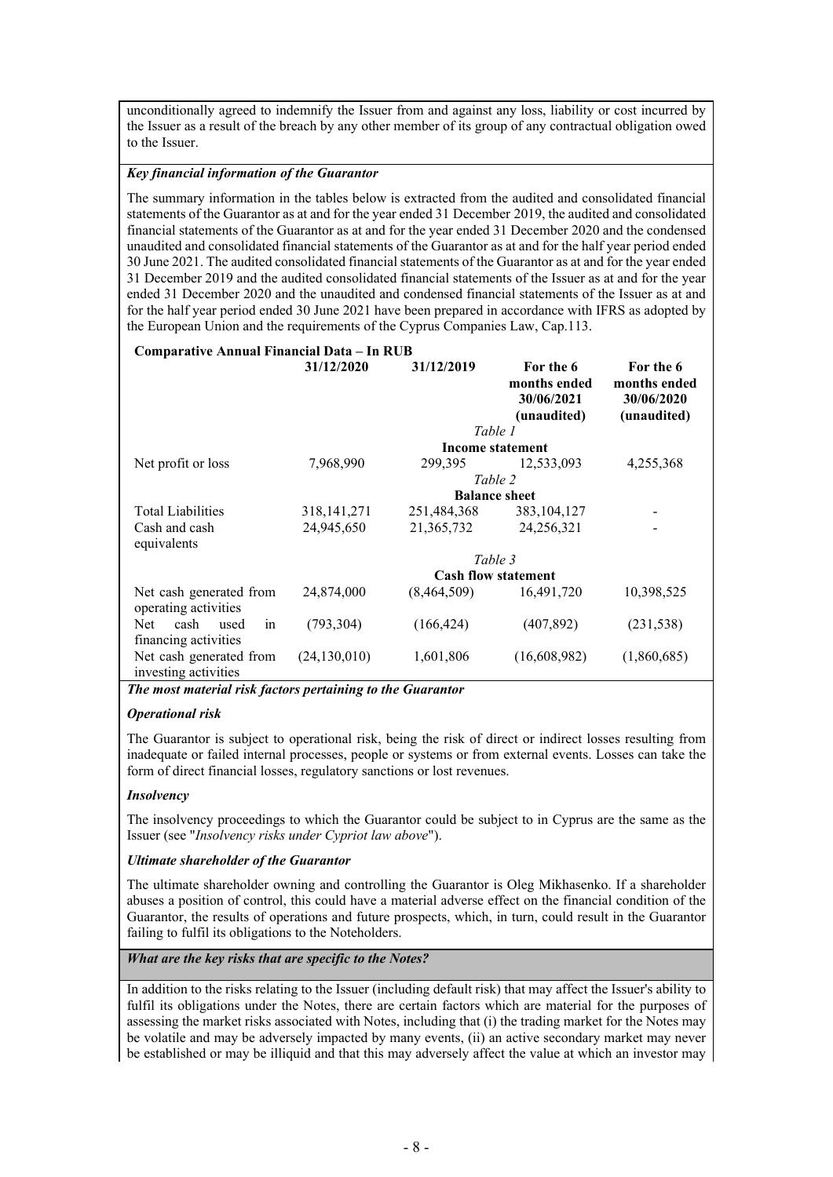unconditionally agreed to indemnify the Issuer from and against any loss, liability or cost incurred by the Issuer as a result of the breach by any other member of its group of any contractual obligation owed to the Issuer.

***Key financial information of the Guarantor***

The summary information in the tables below is extracted from the audited and consolidated financial statements of the Guarantor as at and for the year ended 31 December 2019, the audited and consolidated financial statements of the Guarantor as at and for the year ended 31 December 2020 and the condensed unaudited and consolidated financial statements of the Guarantor as at and for the half year period ended 30 June 2021. The audited consolidated financial statements of the Guarantor as at and for the year ended 31 December 2019 and the audited consolidated financial statements of the Issuer as at and for the year ended 31 December 2020 and the unaudited and condensed financial statements of the Issuer as at and for the half year period ended 30 June 2021 have been prepared in accordance with IFRS as adopted by the European Union and the requirements of the Cyprus Companies Law, Cap.113.

**Comparative Annual Financial Data – In RUB**

| | **31/12/2020** | **31/12/2019** | **For the 6 months ended 30/06/2021 (unaudited)** | **For the 6 months ended 30/06/2020 (unaudited)** |
|---|---|---|---|---|
| | | *Table 1* | | |
| | | **Income statement** | | |
| Net profit or loss | 7,968,990 | 299,395 | 12,533,093 | 4,255,368 |
| | | *Table 2* | | |
| | | **Balance sheet** | | |
| Total Liabilities | 318,141,271 | 251,484,368 | 383,104,127 | - |
| Cash and cash equivalents | 24,945,650 | 21,365,732 | 24,256,321 | - |
| | | *Table 3* | | |
| | | **Cash flow statement** | | |
| Net cash generated from operating activities | 24,874,000 | (8,464,509) | 16,491,720 | 10,398,525 |
| Net cash used in financing activities | (793,304) | (166,424) | (407,892) | (231,538) |
| Net cash generated from investing activities | (24,130,010) | 1,601,806 | (16,608,982) | (1,860,685) |

***The most material risk factors pertaining to the Guarantor***

***Operational risk***

The Guarantor is subject to operational risk, being the risk of direct or indirect losses resulting from inadequate or failed internal processes, people or systems or from external events. Losses can take the form of direct financial losses, regulatory sanctions or lost revenues.

***Insolvency***

The insolvency proceedings to which the Guarantor could be subject to in Cyprus are the same as the Issuer (see "*Insolvency risks under Cypriot law above*").

***Ultimate shareholder of the Guarantor***

The ultimate shareholder owning and controlling the Guarantor is Oleg Mikhasenko. If a shareholder abuses a position of control, this could have a material adverse effect on the financial condition of the Guarantor, the results of operations and future prospects, which, in turn, could result in the Guarantor failing to fulfil its obligations to the Noteholders.

***What are the key risks that are specific to the Notes?***

In addition to the risks relating to the Issuer (including default risk) that may affect the Issuer's ability to fulfil its obligations under the Notes, there are certain factors which are material for the purposes of assessing the market risks associated with Notes, including that (i) the trading market for the Notes may be volatile and may be adversely impacted by many events, (ii) an active secondary market may never be established or may be illiquid and that this may adversely affect the value at which an investor may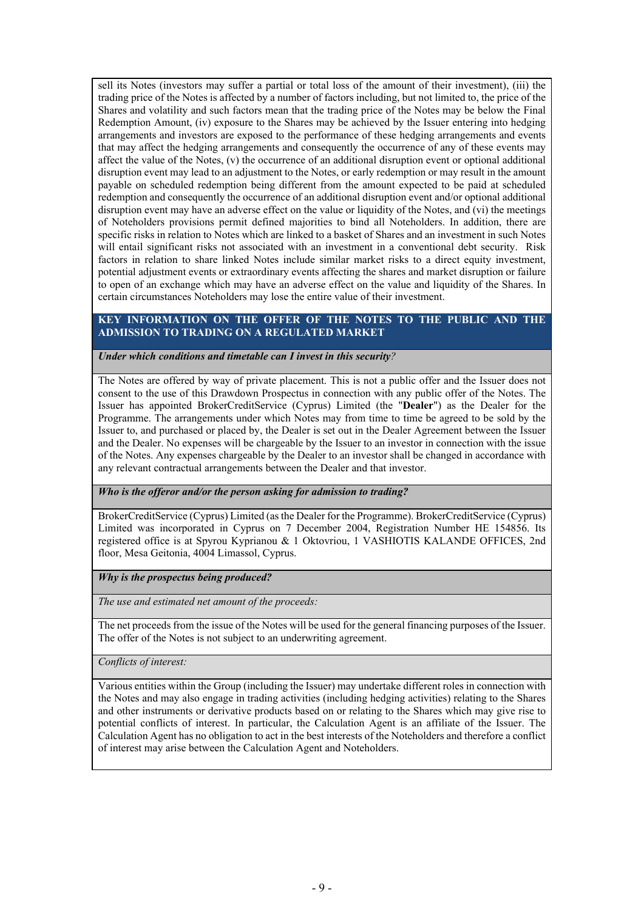sell its Notes (investors may suffer a partial or total loss of the amount of their investment), (iii) the trading price of the Notes is affected by a number of factors including, but not limited to, the price of the Shares and volatility and such factors mean that the trading price of the Notes may be below the Final Redemption Amount, (iv) exposure to the Shares may be achieved by the Issuer entering into hedging arrangements and investors are exposed to the performance of these hedging arrangements and events that may affect the hedging arrangements and consequently the occurrence of any of these events may affect the value of the Notes, (v) the occurrence of an additional disruption event or optional additional disruption event may lead to an adjustment to the Notes, or early redemption or may result in the amount payable on scheduled redemption being different from the amount expected to be paid at scheduled redemption and consequently the occurrence of an additional disruption event and/or optional additional disruption event may have an adverse effect on the value or liquidity of the Notes, and (vi) the meetings of Noteholders provisions permit defined majorities to bind all Noteholders. In addition, there are specific risks in relation to Notes which are linked to a basket of Shares and an investment in such Notes will entail significant risks not associated with an investment in a conventional debt security. Risk factors in relation to share linked Notes include similar market risks to a direct equity investment, potential adjustment events or extraordinary events affecting the shares and market disruption or failure to open of an exchange which may have an adverse effect on the value and liquidity of the Shares. In certain circumstances Noteholders may lose the entire value of their investment.

## KEY INFORMATION ON THE OFFER OF THE NOTES TO THE PUBLIC AND THE ADMISSION TO TRADING ON A REGULATED MARKET

***Under which conditions and timetable can I invest in this security?***

The Notes are offered by way of private placement. This is not a public offer and the Issuer does not consent to the use of this Drawdown Prospectus in connection with any public offer of the Notes. The Issuer has appointed BrokerCreditService (Cyprus) Limited (the "**Dealer**") as the Dealer for the Programme. The arrangements under which Notes may from time to time be agreed to be sold by the Issuer to, and purchased or placed by, the Dealer is set out in the Dealer Agreement between the Issuer and the Dealer. No expenses will be chargeable by the Issuer to an investor in connection with the issue of the Notes. Any expenses chargeable by the Dealer to an investor shall be changed in accordance with any relevant contractual arrangements between the Dealer and that investor.

***Who is the offeror and/or the person asking for admission to trading?***

BrokerCreditService (Cyprus) Limited (as the Dealer for the Programme). BrokerCreditService (Cyprus) Limited was incorporated in Cyprus on 7 December 2004, Registration Number HE 154856. Its registered office is at Spyrou Kyprianou & 1 Oktovriou, 1 VASHIOTIS KALANDE OFFICES, 2nd floor, Mesa Geitonia, 4004 Limassol, Cyprus.

***Why is the prospectus being produced?***

*The use and estimated net amount of the proceeds:*

The net proceeds from the issue of the Notes will be used for the general financing purposes of the Issuer. The offer of the Notes is not subject to an underwriting agreement.

*Conflicts of interest:*

Various entities within the Group (including the Issuer) may undertake different roles in connection with the Notes and may also engage in trading activities (including hedging activities) relating to the Shares and other instruments or derivative products based on or relating to the Shares which may give rise to potential conflicts of interest. In particular, the Calculation Agent is an affiliate of the Issuer. The Calculation Agent has no obligation to act in the best interests of the Noteholders and therefore a conflict of interest may arise between the Calculation Agent and Noteholders.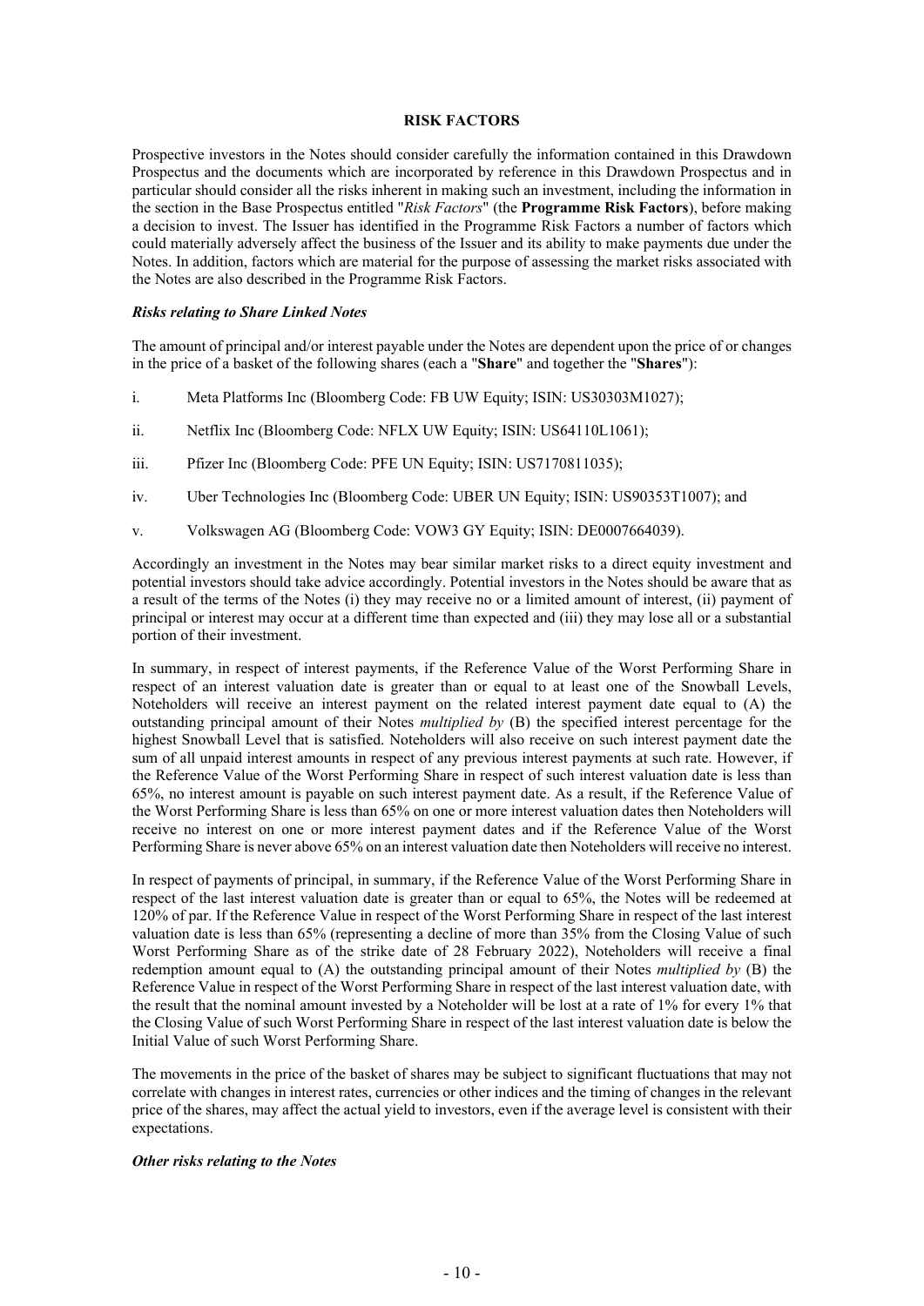## RISK FACTORS

Prospective investors in the Notes should consider carefully the information contained in this Drawdown Prospectus and the documents which are incorporated by reference in this Drawdown Prospectus and in particular should consider all the risks inherent in making such an investment, including the information in the section in the Base Prospectus entitled "*Risk Factors*" (the **Programme Risk Factors**), before making a decision to invest. The Issuer has identified in the Programme Risk Factors a number of factors which could materially adversely affect the business of the Issuer and its ability to make payments due under the Notes. In addition, factors which are material for the purpose of assessing the market risks associated with the Notes are also described in the Programme Risk Factors.

### *Risks relating to Share Linked Notes*

The amount of principal and/or interest payable under the Notes are dependent upon the price of or changes in the price of a basket of the following shares (each a "**Share**" and together the "**Shares**"):

i. Meta Platforms Inc (Bloomberg Code: FB UW Equity; ISIN: US30303M1027);

ii. Netflix Inc (Bloomberg Code: NFLX UW Equity; ISIN: US64110L1061);

iii. Pfizer Inc (Bloomberg Code: PFE UN Equity; ISIN: US7170811035);

iv. Uber Technologies Inc (Bloomberg Code: UBER UN Equity; ISIN: US90353T1007); and

v. Volkswagen AG (Bloomberg Code: VOW3 GY Equity; ISIN: DE0007664039).

Accordingly an investment in the Notes may bear similar market risks to a direct equity investment and potential investors should take advice accordingly. Potential investors in the Notes should be aware that as a result of the terms of the Notes (i) they may receive no or a limited amount of interest, (ii) payment of principal or interest may occur at a different time than expected and (iii) they may lose all or a substantial portion of their investment.

In summary, in respect of interest payments, if the Reference Value of the Worst Performing Share in respect of an interest valuation date is greater than or equal to at least one of the Snowball Levels, Noteholders will receive an interest payment on the related interest payment date equal to (A) the outstanding principal amount of their Notes *multiplied by* (B) the specified interest percentage for the highest Snowball Level that is satisfied. Noteholders will also receive on such interest payment date the sum of all unpaid interest amounts in respect of any previous interest payments at such rate. However, if the Reference Value of the Worst Performing Share in respect of such interest valuation date is less than 65%, no interest amount is payable on such interest payment date. As a result, if the Reference Value of the Worst Performing Share is less than 65% on one or more interest valuation dates then Noteholders will receive no interest on one or more interest payment dates and if the Reference Value of the Worst Performing Share is never above 65% on an interest valuation date then Noteholders will receive no interest.

In respect of payments of principal, in summary, if the Reference Value of the Worst Performing Share in respect of the last interest valuation date is greater than or equal to 65%, the Notes will be redeemed at 120% of par. If the Reference Value in respect of the Worst Performing Share in respect of the last interest valuation date is less than 65% (representing a decline of more than 35% from the Closing Value of such Worst Performing Share as of the strike date of 28 February 2022), Noteholders will receive a final redemption amount equal to (A) the outstanding principal amount of their Notes *multiplied by* (B) the Reference Value in respect of the Worst Performing Share in respect of the last interest valuation date, with the result that the nominal amount invested by a Noteholder will be lost at a rate of 1% for every 1% that the Closing Value of such Worst Performing Share in respect of the last interest valuation date is below the Initial Value of such Worst Performing Share.

The movements in the price of the basket of shares may be subject to significant fluctuations that may not correlate with changes in interest rates, currencies or other indices and the timing of changes in the relevant price of the shares, may affect the actual yield to investors, even if the average level is consistent with their expectations.

### *Other risks relating to the Notes*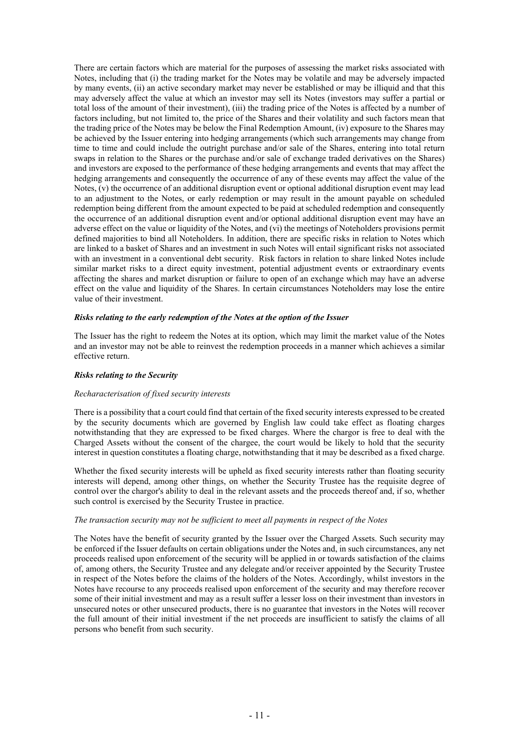There are certain factors which are material for the purposes of assessing the market risks associated with Notes, including that (i) the trading market for the Notes may be volatile and may be adversely impacted by many events, (ii) an active secondary market may never be established or may be illiquid and that this may adversely affect the value at which an investor may sell its Notes (investors may suffer a partial or total loss of the amount of their investment), (iii) the trading price of the Notes is affected by a number of factors including, but not limited to, the price of the Shares and their volatility and such factors mean that the trading price of the Notes may be below the Final Redemption Amount, (iv) exposure to the Shares may be achieved by the Issuer entering into hedging arrangements (which such arrangements may change from time to time and could include the outright purchase and/or sale of the Shares, entering into total return swaps in relation to the Shares or the purchase and/or sale of exchange traded derivatives on the Shares) and investors are exposed to the performance of these hedging arrangements and events that may affect the hedging arrangements and consequently the occurrence of any of these events may affect the value of the Notes, (v) the occurrence of an additional disruption event or optional additional disruption event may lead to an adjustment to the Notes, or early redemption or may result in the amount payable on scheduled redemption being different from the amount expected to be paid at scheduled redemption and consequently the occurrence of an additional disruption event and/or optional additional disruption event may have an adverse effect on the value or liquidity of the Notes, and (vi) the meetings of Noteholders provisions permit defined majorities to bind all Noteholders. In addition, there are specific risks in relation to Notes which are linked to a basket of Shares and an investment in such Notes will entail significant risks not associated with an investment in a conventional debt security. Risk factors in relation to share linked Notes include similar market risks to a direct equity investment, potential adjustment events or extraordinary events affecting the shares and market disruption or failure to open of an exchange which may have an adverse effect on the value and liquidity of the Shares. In certain circumstances Noteholders may lose the entire value of their investment.

***Risks relating to the early redemption of the Notes at the option of the Issuer***

The Issuer has the right to redeem the Notes at its option, which may limit the market value of the Notes and an investor may not be able to reinvest the redemption proceeds in a manner which achieves a similar effective return.

***Risks relating to the Security***

*Recharacterisation of fixed security interests*

There is a possibility that a court could find that certain of the fixed security interests expressed to be created by the security documents which are governed by English law could take effect as floating charges notwithstanding that they are expressed to be fixed charges. Where the chargor is free to deal with the Charged Assets without the consent of the chargee, the court would be likely to hold that the security interest in question constitutes a floating charge, notwithstanding that it may be described as a fixed charge.

Whether the fixed security interests will be upheld as fixed security interests rather than floating security interests will depend, among other things, on whether the Security Trustee has the requisite degree of control over the chargor's ability to deal in the relevant assets and the proceeds thereof and, if so, whether such control is exercised by the Security Trustee in practice.

*The transaction security may not be sufficient to meet all payments in respect of the Notes*

The Notes have the benefit of security granted by the Issuer over the Charged Assets. Such security may be enforced if the Issuer defaults on certain obligations under the Notes and, in such circumstances, any net proceeds realised upon enforcement of the security will be applied in or towards satisfaction of the claims of, among others, the Security Trustee and any delegate and/or receiver appointed by the Security Trustee in respect of the Notes before the claims of the holders of the Notes. Accordingly, whilst investors in the Notes have recourse to any proceeds realised upon enforcement of the security and may therefore recover some of their initial investment and may as a result suffer a lesser loss on their investment than investors in unsecured notes or other unsecured products, there is no guarantee that investors in the Notes will recover the full amount of their initial investment if the net proceeds are insufficient to satisfy the claims of all persons who benefit from such security.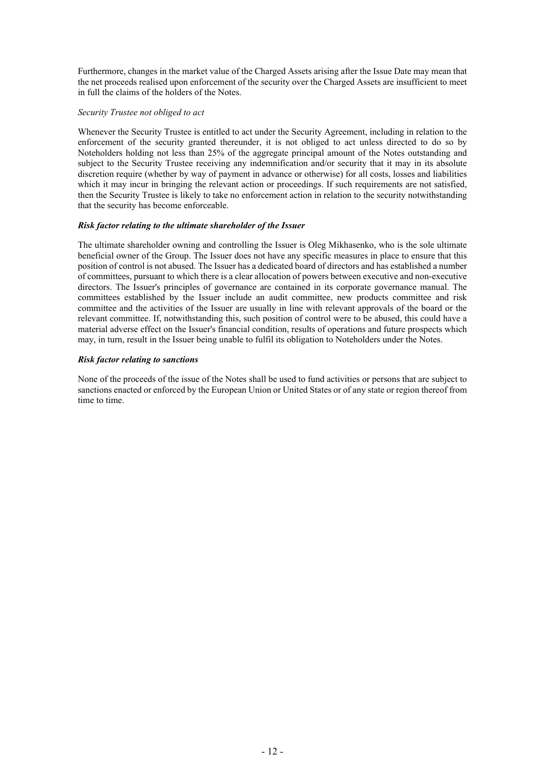Furthermore, changes in the market value of the Charged Assets arising after the Issue Date may mean that the net proceeds realised upon enforcement of the security over the Charged Assets are insufficient to meet in full the claims of the holders of the Notes.

*Security Trustee not obliged to act*

Whenever the Security Trustee is entitled to act under the Security Agreement, including in relation to the enforcement of the security granted thereunder, it is not obliged to act unless directed to do so by Noteholders holding not less than 25% of the aggregate principal amount of the Notes outstanding and subject to the Security Trustee receiving any indemnification and/or security that it may in its absolute discretion require (whether by way of payment in advance or otherwise) for all costs, losses and liabilities which it may incur in bringing the relevant action or proceedings. If such requirements are not satisfied, then the Security Trustee is likely to take no enforcement action in relation to the security notwithstanding that the security has become enforceable.

***Risk factor relating to the ultimate shareholder of the Issuer***

The ultimate shareholder owning and controlling the Issuer is Oleg Mikhasenko, who is the sole ultimate beneficial owner of the Group. The Issuer does not have any specific measures in place to ensure that this position of control is not abused. The Issuer has a dedicated board of directors and has established a number of committees, pursuant to which there is a clear allocation of powers between executive and non-executive directors. The Issuer's principles of governance are contained in its corporate governance manual. The committees established by the Issuer include an audit committee, new products committee and risk committee and the activities of the Issuer are usually in line with relevant approvals of the board or the relevant committee. If, notwithstanding this, such position of control were to be abused, this could have a material adverse effect on the Issuer's financial condition, results of operations and future prospects which may, in turn, result in the Issuer being unable to fulfil its obligation to Noteholders under the Notes.

***Risk factor relating to sanctions***

None of the proceeds of the issue of the Notes shall be used to fund activities or persons that are subject to sanctions enacted or enforced by the European Union or United States or of any state or region thereof from time to time.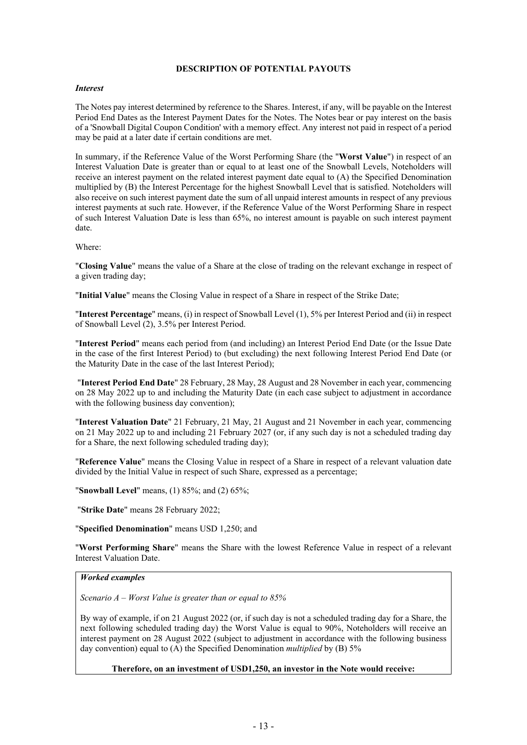## DESCRIPTION OF POTENTIAL PAYOUTS

### *Interest*

The Notes pay interest determined by reference to the Shares. Interest, if any, will be payable on the Interest Period End Dates as the Interest Payment Dates for the Notes. The Notes bear or pay interest on the basis of a 'Snowball Digital Coupon Condition' with a memory effect. Any interest not paid in respect of a period may be paid at a later date if certain conditions are met.

In summary, if the Reference Value of the Worst Performing Share (the "**Worst Value**") in respect of an Interest Valuation Date is greater than or equal to at least one of the Snowball Levels, Noteholders will receive an interest payment on the related interest payment date equal to (A) the Specified Denomination multiplied by (B) the Interest Percentage for the highest Snowball Level that is satisfied. Noteholders will also receive on such interest payment date the sum of all unpaid interest amounts in respect of any previous interest payments at such rate. However, if the Reference Value of the Worst Performing Share in respect of such Interest Valuation Date is less than 65%, no interest amount is payable on such interest payment date.

Where:

"**Closing Value**" means the value of a Share at the close of trading on the relevant exchange in respect of a given trading day;

"**Initial Value**" means the Closing Value in respect of a Share in respect of the Strike Date;

"**Interest Percentage**" means, (i) in respect of Snowball Level (1), 5% per Interest Period and (ii) in respect of Snowball Level (2), 3.5% per Interest Period.

"**Interest Period**" means each period from (and including) an Interest Period End Date (or the Issue Date in the case of the first Interest Period) to (but excluding) the next following Interest Period End Date (or the Maturity Date in the case of the last Interest Period);

"**Interest Period End Date**" 28 February, 28 May, 28 August and 28 November in each year, commencing on 28 May 2022 up to and including the Maturity Date (in each case subject to adjustment in accordance with the following business day convention);

"**Interest Valuation Date**" 21 February, 21 May, 21 August and 21 November in each year, commencing on 21 May 2022 up to and including 21 February 2027 (or, if any such day is not a scheduled trading day for a Share, the next following scheduled trading day);

"**Reference Value**" means the Closing Value in respect of a Share in respect of a relevant valuation date divided by the Initial Value in respect of such Share, expressed as a percentage;

"**Snowball Level**" means, (1) 85%; and (2) 65%;

"**Strike Date**" means 28 February 2022;

"**Specified Denomination**" means USD 1,250; and

"**Worst Performing Share**" means the Share with the lowest Reference Value in respect of a relevant Interest Valuation Date.

***Worked examples***

*Scenario A – Worst Value is greater than or equal to 85%*

By way of example, if on 21 August 2022 (or, if such day is not a scheduled trading day for a Share, the next following scheduled trading day) the Worst Value is equal to 90%, Noteholders will receive an interest payment on 28 August 2022 (subject to adjustment in accordance with the following business day convention) equal to (A) the Specified Denomination *multiplied* by (B) 5%

**Therefore, on an investment of USD1,250, an investor in the Note would receive:**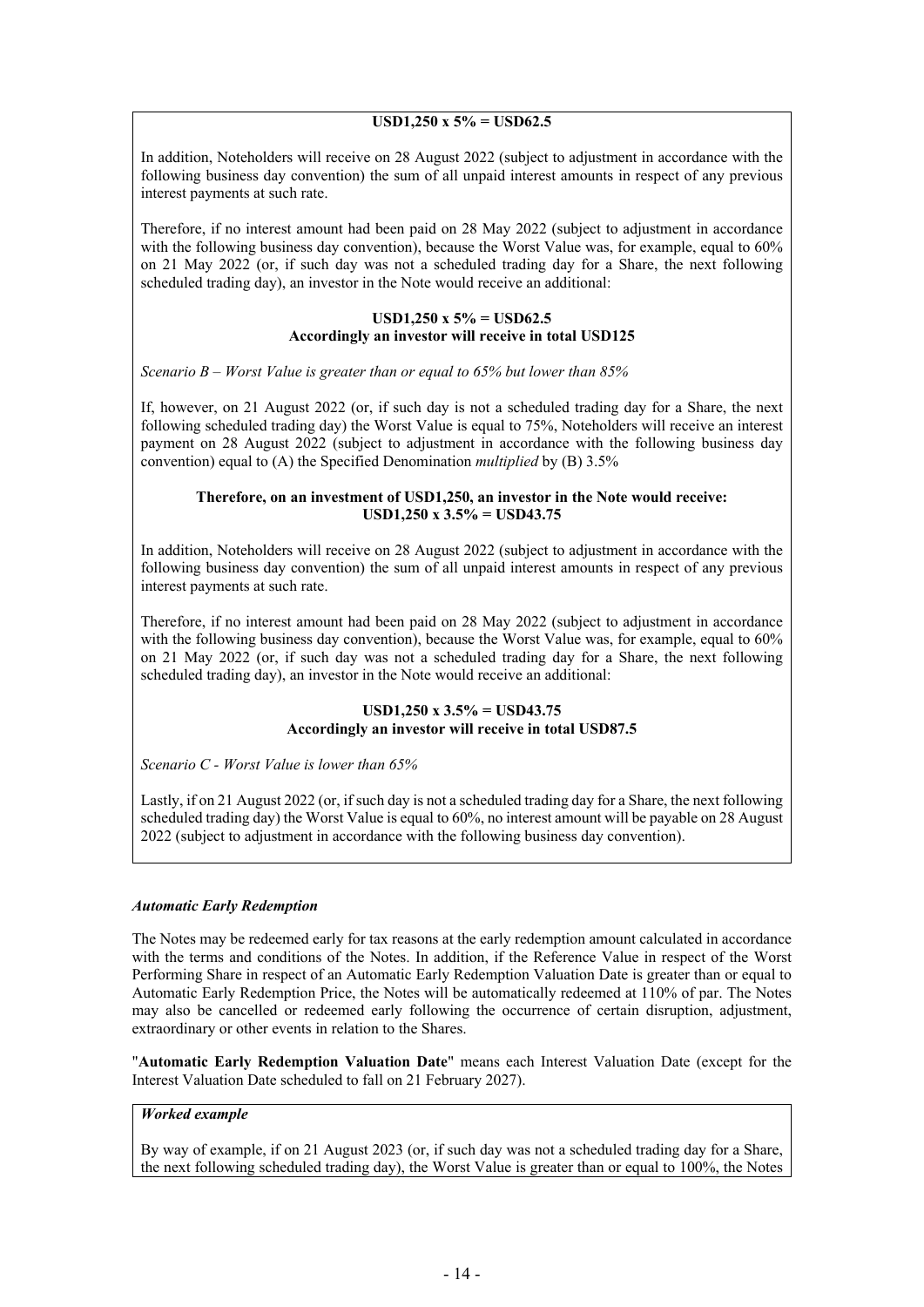**USD1,250 x 5% = USD62.5**

In addition, Noteholders will receive on 28 August 2022 (subject to adjustment in accordance with the following business day convention) the sum of all unpaid interest amounts in respect of any previous interest payments at such rate.

Therefore, if no interest amount had been paid on 28 May 2022 (subject to adjustment in accordance with the following business day convention), because the Worst Value was, for example, equal to 60% on 21 May 2022 (or, if such day was not a scheduled trading day for a Share, the next following scheduled trading day), an investor in the Note would receive an additional:

**USD1,250 x 5% = USD62.5**
**Accordingly an investor will receive in total USD125**

*Scenario B – Worst Value is greater than or equal to 65% but lower than 85%*

If, however, on 21 August 2022 (or, if such day is not a scheduled trading day for a Share, the next following scheduled trading day) the Worst Value is equal to 75%, Noteholders will receive an interest payment on 28 August 2022 (subject to adjustment in accordance with the following business day convention) equal to (A) the Specified Denomination *multiplied* by (B) 3.5%

**Therefore, on an investment of USD1,250, an investor in the Note would receive:**
**USD1,250 x 3.5% = USD43.75**

In addition, Noteholders will receive on 28 August 2022 (subject to adjustment in accordance with the following business day convention) the sum of all unpaid interest amounts in respect of any previous interest payments at such rate.

Therefore, if no interest amount had been paid on 28 May 2022 (subject to adjustment in accordance with the following business day convention), because the Worst Value was, for example, equal to 60% on 21 May 2022 (or, if such day was not a scheduled trading day for a Share, the next following scheduled trading day), an investor in the Note would receive an additional:

**USD1,250 x 3.5% = USD43.75**
**Accordingly an investor will receive in total USD87.5**

*Scenario C - Worst Value is lower than 65%*

Lastly, if on 21 August 2022 (or, if such day is not a scheduled trading day for a Share, the next following scheduled trading day) the Worst Value is equal to 60%, no interest amount will be payable on 28 August 2022 (subject to adjustment in accordance with the following business day convention).

*Automatic Early Redemption*

The Notes may be redeemed early for tax reasons at the early redemption amount calculated in accordance with the terms and conditions of the Notes. In addition, if the Reference Value in respect of the Worst Performing Share in respect of an Automatic Early Redemption Valuation Date is greater than or equal to Automatic Early Redemption Price, the Notes will be automatically redeemed at 110% of par. The Notes may also be cancelled or redeemed early following the occurrence of certain disruption, adjustment, extraordinary or other events in relation to the Shares.

"**Automatic Early Redemption Valuation Date**" means each Interest Valuation Date (except for the Interest Valuation Date scheduled to fall on 21 February 2027).

***Worked example***

By way of example, if on 21 August 2023 (or, if such day was not a scheduled trading day for a Share, the next following scheduled trading day), the Worst Value is greater than or equal to 100%, the Notes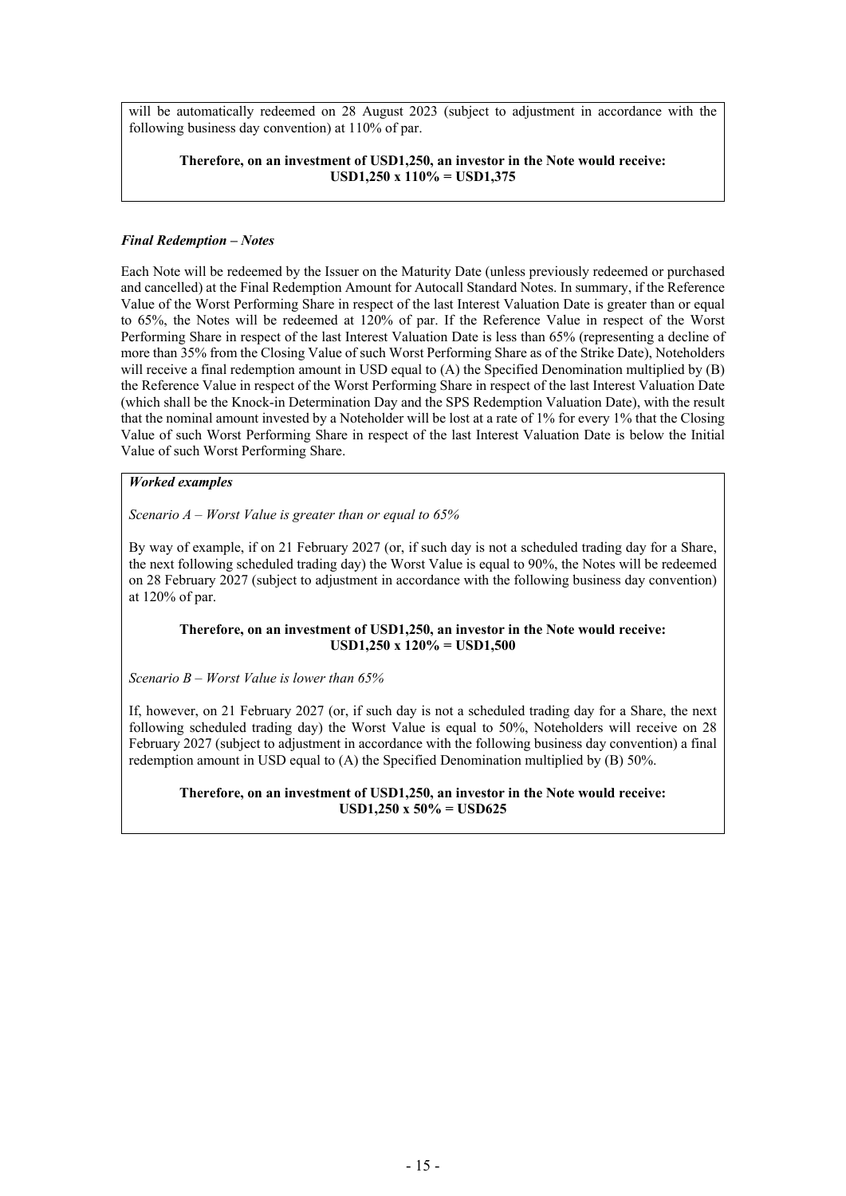will be automatically redeemed on 28 August 2023 (subject to adjustment in accordance with the following business day convention) at 110% of par.

**Therefore, on an investment of USD1,250, an investor in the Note would receive: USD1,250 x 110% = USD1,375**

***Final Redemption – Notes***

Each Note will be redeemed by the Issuer on the Maturity Date (unless previously redeemed or purchased and cancelled) at the Final Redemption Amount for Autocall Standard Notes. In summary, if the Reference Value of the Worst Performing Share in respect of the last Interest Valuation Date is greater than or equal to 65%, the Notes will be redeemed at 120% of par. If the Reference Value in respect of the Worst Performing Share in respect of the last Interest Valuation Date is less than 65% (representing a decline of more than 35% from the Closing Value of such Worst Performing Share as of the Strike Date), Noteholders will receive a final redemption amount in USD equal to (A) the Specified Denomination multiplied by (B) the Reference Value in respect of the Worst Performing Share in respect of the last Interest Valuation Date (which shall be the Knock-in Determination Day and the SPS Redemption Valuation Date), with the result that the nominal amount invested by a Noteholder will be lost at a rate of 1% for every 1% that the Closing Value of such Worst Performing Share in respect of the last Interest Valuation Date is below the Initial Value of such Worst Performing Share.

***Worked examples***

*Scenario A – Worst Value is greater than or equal to 65%*

By way of example, if on 21 February 2027 (or, if such day is not a scheduled trading day for a Share, the next following scheduled trading day) the Worst Value is equal to 90%, the Notes will be redeemed on 28 February 2027 (subject to adjustment in accordance with the following business day convention) at 120% of par.

**Therefore, on an investment of USD1,250, an investor in the Note would receive: USD1,250 x 120% = USD1,500**

*Scenario B – Worst Value is lower than 65%*

If, however, on 21 February 2027 (or, if such day is not a scheduled trading day for a Share, the next following scheduled trading day) the Worst Value is equal to 50%, Noteholders will receive on 28 February 2027 (subject to adjustment in accordance with the following business day convention) a final redemption amount in USD equal to (A) the Specified Denomination multiplied by (B) 50%.

**Therefore, on an investment of USD1,250, an investor in the Note would receive: USD1,250 x 50% = USD625**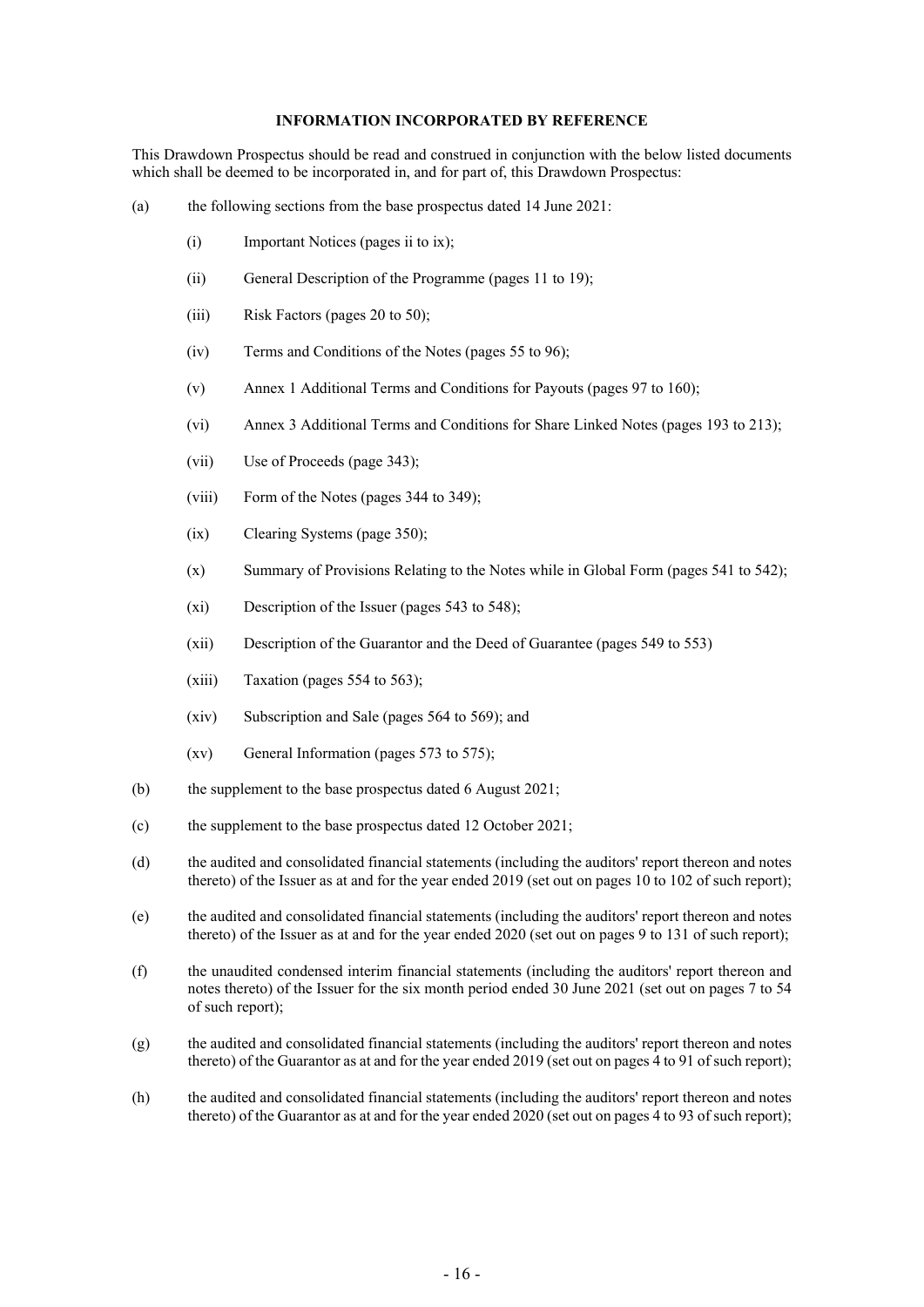## INFORMATION INCORPORATED BY REFERENCE

This Drawdown Prospectus should be read and construed in conjunction with the below listed documents which shall be deemed to be incorporated in, and for part of, this Drawdown Prospectus:

(a) the following sections from the base prospectus dated 14 June 2021:

  (i) Important Notices (pages ii to ix);

  (ii) General Description of the Programme (pages 11 to 19);

  (iii) Risk Factors (pages 20 to 50);

  (iv) Terms and Conditions of the Notes (pages 55 to 96);

  (v) Annex 1 Additional Terms and Conditions for Payouts (pages 97 to 160);

  (vi) Annex 3 Additional Terms and Conditions for Share Linked Notes (pages 193 to 213);

  (vii) Use of Proceeds (page 343);

  (viii) Form of the Notes (pages 344 to 349);

  (ix) Clearing Systems (page 350);

  (x) Summary of Provisions Relating to the Notes while in Global Form (pages 541 to 542);

  (xi) Description of the Issuer (pages 543 to 548);

  (xii) Description of the Guarantor and the Deed of Guarantee (pages 549 to 553)

  (xiii) Taxation (pages 554 to 563);

  (xiv) Subscription and Sale (pages 564 to 569); and

  (xv) General Information (pages 573 to 575);

(b) the supplement to the base prospectus dated 6 August 2021;

(c) the supplement to the base prospectus dated 12 October 2021;

(d) the audited and consolidated financial statements (including the auditors' report thereon and notes thereto) of the Issuer as at and for the year ended 2019 (set out on pages 10 to 102 of such report);

(e) the audited and consolidated financial statements (including the auditors' report thereon and notes thereto) of the Issuer as at and for the year ended 2020 (set out on pages 9 to 131 of such report);

(f) the unaudited condensed interim financial statements (including the auditors' report thereon and notes thereto) of the Issuer for the six month period ended 30 June 2021 (set out on pages 7 to 54 of such report);

(g) the audited and consolidated financial statements (including the auditors' report thereon and notes thereto) of the Guarantor as at and for the year ended 2019 (set out on pages 4 to 91 of such report);

(h) the audited and consolidated financial statements (including the auditors' report thereon and notes thereto) of the Guarantor as at and for the year ended 2020 (set out on pages 4 to 93 of such report);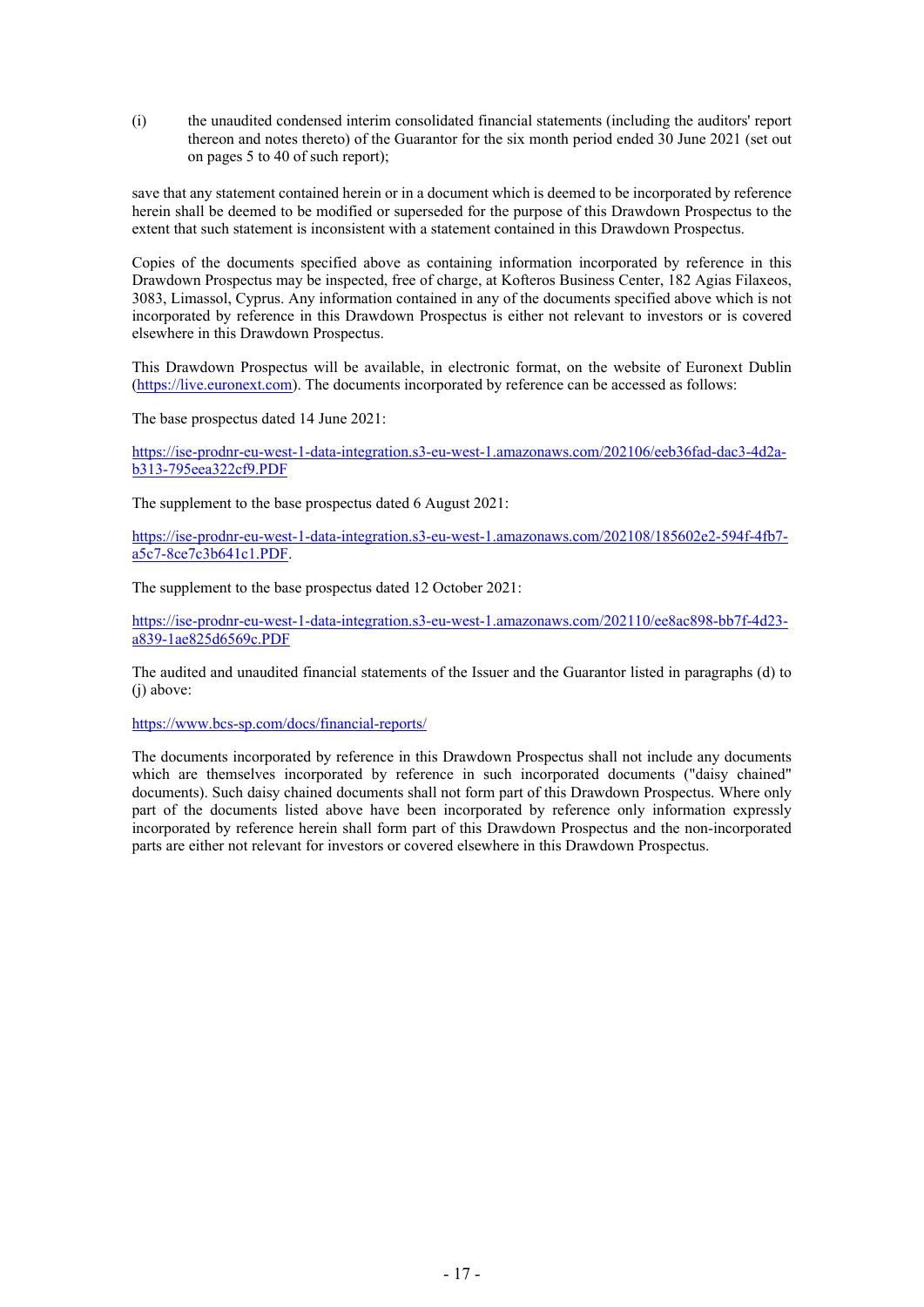(i) the unaudited condensed interim consolidated financial statements (including the auditors' report thereon and notes thereto) of the Guarantor for the six month period ended 30 June 2021 (set out on pages 5 to 40 of such report);

save that any statement contained herein or in a document which is deemed to be incorporated by reference herein shall be deemed to be modified or superseded for the purpose of this Drawdown Prospectus to the extent that such statement is inconsistent with a statement contained in this Drawdown Prospectus.

Copies of the documents specified above as containing information incorporated by reference in this Drawdown Prospectus may be inspected, free of charge, at Kofteros Business Center, 182 Agias Filaxeos, 3083, Limassol, Cyprus. Any information contained in any of the documents specified above which is not incorporated by reference in this Drawdown Prospectus is either not relevant to investors or is covered elsewhere in this Drawdown Prospectus.

This Drawdown Prospectus will be available, in electronic format, on the website of Euronext Dublin (https://live.euronext.com). The documents incorporated by reference can be accessed as follows:

The base prospectus dated 14 June 2021:

https://ise-prodnr-eu-west-1-data-integration.s3-eu-west-1.amazonaws.com/202106/eeb36fad-dac3-4d2a-b313-795eea322cf9.PDF

The supplement to the base prospectus dated 6 August 2021:

https://ise-prodnr-eu-west-1-data-integration.s3-eu-west-1.amazonaws.com/202108/185602e2-594f-4fb7-a5c7-8ce7c3b641c1.PDF.

The supplement to the base prospectus dated 12 October 2021:

https://ise-prodnr-eu-west-1-data-integration.s3-eu-west-1.amazonaws.com/202110/ee8ac898-bb7f-4d23-a839-1ae825d6569c.PDF

The audited and unaudited financial statements of the Issuer and the Guarantor listed in paragraphs (d) to (j) above:

https://www.bcs-sp.com/docs/financial-reports/

The documents incorporated by reference in this Drawdown Prospectus shall not include any documents which are themselves incorporated by reference in such incorporated documents ("daisy chained" documents). Such daisy chained documents shall not form part of this Drawdown Prospectus. Where only part of the documents listed above have been incorporated by reference only information expressly incorporated by reference herein shall form part of this Drawdown Prospectus and the non-incorporated parts are either not relevant for investors or covered elsewhere in this Drawdown Prospectus.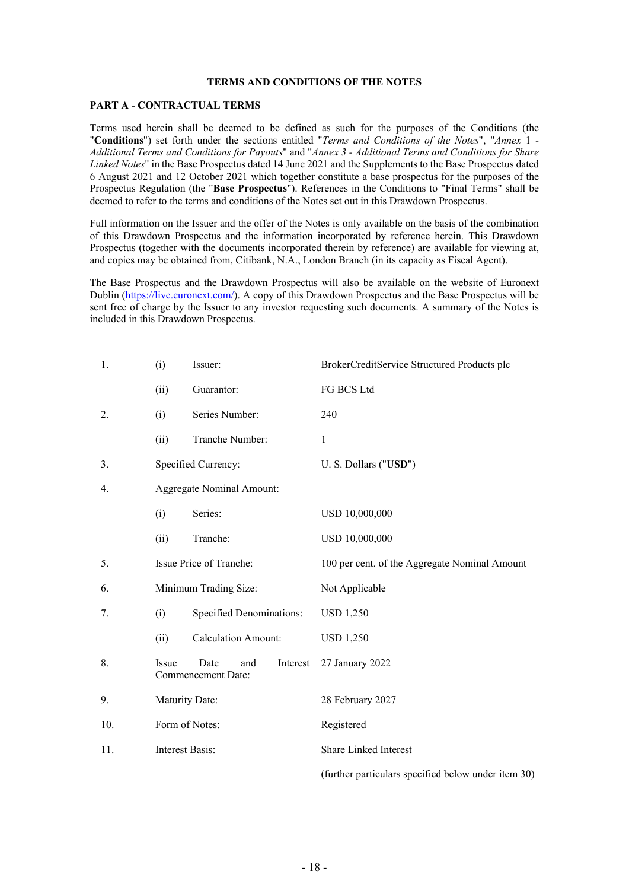## TERMS AND CONDITIONS OF THE NOTES

### PART A - CONTRACTUAL TERMS

Terms used herein shall be deemed to be defined as such for the purposes of the Conditions (the "**Conditions**") set forth under the sections entitled "*Terms and Conditions of the Notes*", "*Annex 1 - Additional Terms and Conditions for Payouts*" and "*Annex 3 - Additional Terms and Conditions for Share Linked Notes*" in the Base Prospectus dated 14 June 2021 and the Supplements to the Base Prospectus dated 6 August 2021 and 12 October 2021 which together constitute a base prospectus for the purposes of the Prospectus Regulation (the "**Base Prospectus**"). References in the Conditions to "Final Terms" shall be deemed to refer to the terms and conditions of the Notes set out in this Drawdown Prospectus.

Full information on the Issuer and the offer of the Notes is only available on the basis of the combination of this Drawdown Prospectus and the information incorporated by reference herein. This Drawdown Prospectus (together with the documents incorporated therein by reference) are available for viewing at, and copies may be obtained from, Citibank, N.A., London Branch (in its capacity as Fiscal Agent).

The Base Prospectus and the Drawdown Prospectus will also be available on the website of Euronext Dublin (https://live.euronext.com/). A copy of this Drawdown Prospectus and the Base Prospectus will be sent free of charge by the Issuer to any investor requesting such documents. A summary of the Notes is included in this Drawdown Prospectus.

| | | | |
|---|---|---|---|
| 1. | (i) | Issuer: | BrokerCreditService Structured Products plc |
| | (ii) | Guarantor: | FG BCS Ltd |
| 2. | (i) | Series Number: | 240 |
| | (ii) | Tranche Number: | 1 |
| 3. | | Specified Currency: | U. S. Dollars ("**USD**") |
| 4. | | Aggregate Nominal Amount: | |
| | (i) | Series: | USD 10,000,000 |
| | (ii) | Tranche: | USD 10,000,000 |
| 5. | | Issue Price of Tranche: | 100 per cent. of the Aggregate Nominal Amount |
| 6. | | Minimum Trading Size: | Not Applicable |
| 7. | (i) | Specified Denominations: | USD 1,250 |
| | (ii) | Calculation Amount: | USD 1,250 |
| 8. | | Issue Date and Interest Commencement Date: | 27 January 2022 |
| 9. | | Maturity Date: | 28 February 2027 |
| 10. | | Form of Notes: | Registered |
| 11. | | Interest Basis: | Share Linked Interest<br><br>(further particulars specified below under item 30) |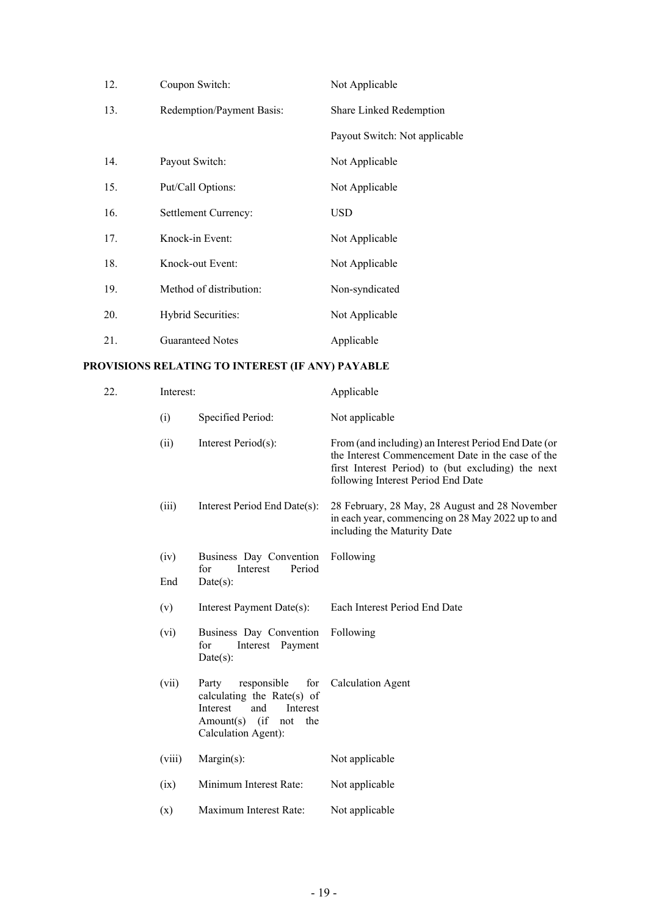| | | |
|---|---|---|
| 12. | Coupon Switch: | Not Applicable |
| 13. | Redemption/Payment Basis: | Share Linked Redemption<br><br>Payout Switch: Not applicable |
| 14. | Payout Switch: | Not Applicable |
| 15. | Put/Call Options: | Not Applicable |
| 16. | Settlement Currency: | USD |
| 17. | Knock-in Event: | Not Applicable |
| 18. | Knock-out Event: | Not Applicable |
| 19. | Method of distribution: | Non-syndicated |
| 20. | Hybrid Securities: | Not Applicable |
| 21. | Guaranteed Notes | Applicable |

**PROVISIONS RELATING TO INTEREST (IF ANY) PAYABLE**

| | | | |
|---|---|---|---|
| 22. | Interest: | | Applicable |
| | (i) | Specified Period: | Not applicable |
| | (ii) | Interest Period(s): | From (and including) an Interest Period End Date (or the Interest Commencement Date in the case of the first Interest Period) to (but excluding) the next following Interest Period End Date |
| | (iii) | Interest Period End Date(s): | 28 February, 28 May, 28 August and 28 November in each year, commencing on 28 May 2022 up to and including the Maturity Date |
| | (iv) | Business Day Convention for Interest Period End Date(s): | Following |
| | (v) | Interest Payment Date(s): | Each Interest Period End Date |
| | (vi) | Business Day Convention for Interest Payment Date(s): | Following |
| | (vii) | Party responsible for calculating the Rate(s) of Interest and Interest Amount(s) (if not the Calculation Agent): | Calculation Agent |
| | (viii) | Margin(s): | Not applicable |
| | (ix) | Minimum Interest Rate: | Not applicable |
| | (x) | Maximum Interest Rate: | Not applicable |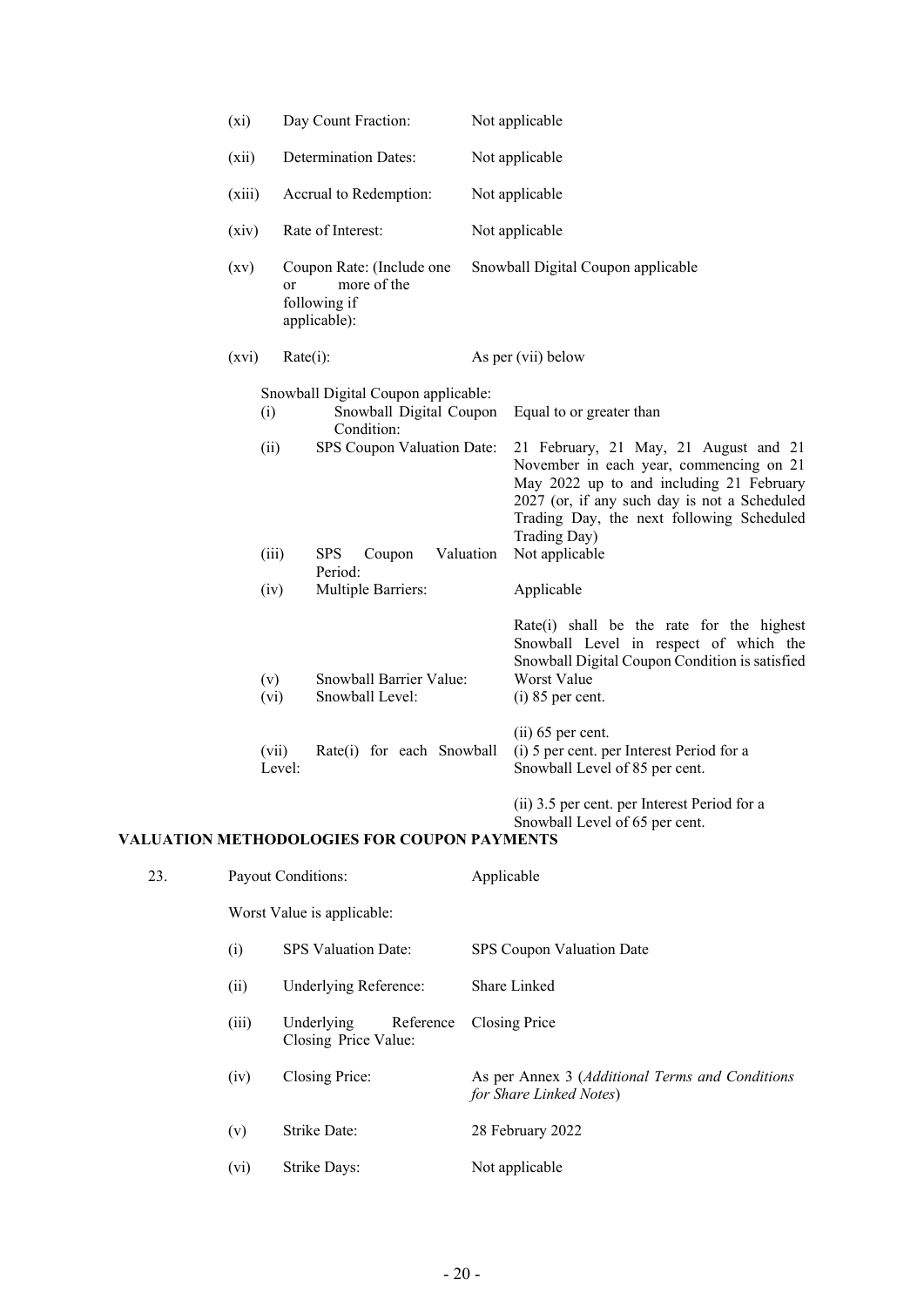| | | |
|---|---|---|
| (xi) | Day Count Fraction: | Not applicable |
| (xii) | Determination Dates: | Not applicable |
| (xiii) | Accrual to Redemption: | Not applicable |
| (xiv) | Rate of Interest: | Not applicable |
| (xv) | Coupon Rate: (Include one or more of the following if applicable): | Snowball Digital Coupon applicable |
| (xvi) | Rate(i): | As per (vii) below |

Snowball Digital Coupon applicable:

| | | |
|---|---|---|
| (i) | Snowball Digital Coupon Condition: | Equal to or greater than |
| (ii) | SPS Coupon Valuation Date: | 21 February, 21 May, 21 August and 21 November in each year, commencing on 21 May 2022 up to and including 21 February 2027 (or, if any such day is not a Scheduled Trading Day, the next following Scheduled Trading Day) |
| (iii) | SPS Coupon Valuation Period: | Not applicable |
| (iv) | Multiple Barriers: | Applicable<br><br>Rate(i) shall be the rate for the highest Snowball Level in respect of which the Snowball Digital Coupon Condition is satisfied |
| (v) | Snowball Barrier Value: | Worst Value |
| (vi) | Snowball Level: | (i) 85 per cent.<br><br>(ii) 65 per cent. |
| (vii) | Rate(i) for each Snowball Level: | (i) 5 per cent. per Interest Period for a Snowball Level of 85 per cent.<br><br>(ii) 3.5 per cent. per Interest Period for a Snowball Level of 65 per cent. |

## VALUATION METHODOLOGIES FOR COUPON PAYMENTS

| | | |
|---|---|---|
| 23. | Payout Conditions: | Applicable |

Worst Value is applicable:

| | | |
|---|---|---|
| (i) | SPS Valuation Date: | SPS Coupon Valuation Date |
| (ii) | Underlying Reference: | Share Linked |
| (iii) | Underlying Reference Closing Price Value: | Closing Price |
| (iv) | Closing Price: | As per Annex 3 (*Additional Terms and Conditions for Share Linked Notes*) |
| (v) | Strike Date: | 28 February 2022 |
| (vi) | Strike Days: | Not applicable |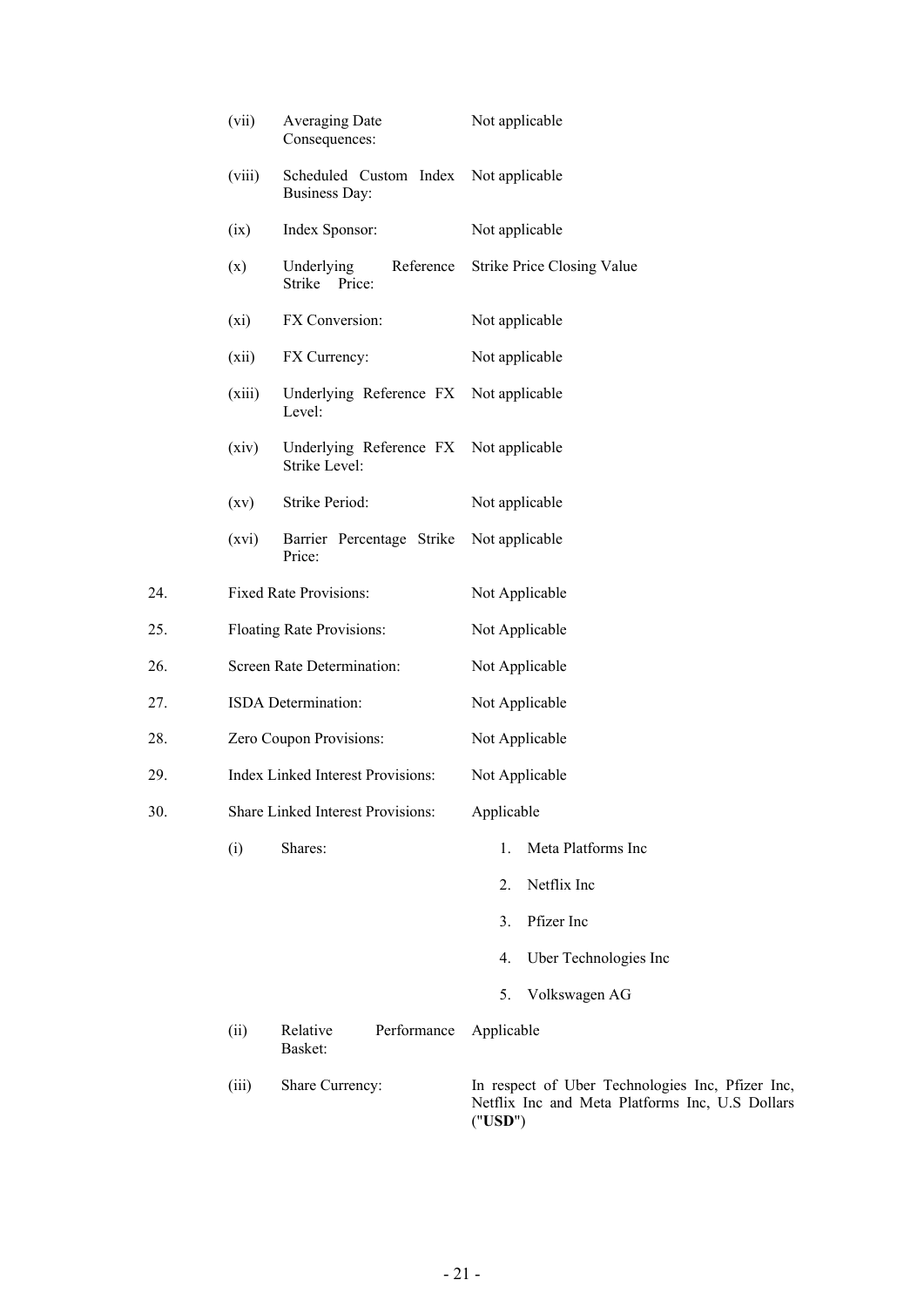| | | | |
|---|---|---|---|
| | (vii) | Averaging Date Consequences: | Not applicable |
| | (viii) | Scheduled Custom Index Business Day: | Not applicable |
| | (ix) | Index Sponsor: | Not applicable |
| | (x) | Underlying Reference Strike Price: | Strike Price Closing Value |
| | (xi) | FX Conversion: | Not applicable |
| | (xii) | FX Currency: | Not applicable |
| | (xiii) | Underlying Reference FX Level: | Not applicable |
| | (xiv) | Underlying Reference FX Strike Level: | Not applicable |
| | (xv) | Strike Period: | Not applicable |
| | (xvi) | Barrier Percentage Strike Price: | Not applicable |
| 24. | Fixed Rate Provisions: | | Not Applicable |
| 25. | Floating Rate Provisions: | | Not Applicable |
| 26. | Screen Rate Determination: | | Not Applicable |
| 27. | ISDA Determination: | | Not Applicable |
| 28. | Zero Coupon Provisions: | | Not Applicable |
| 29. | Index Linked Interest Provisions: | | Not Applicable |
| 30. | Share Linked Interest Provisions: | | Applicable |
| | (i) | Shares: | 1. Meta Platforms Inc<br>2. Netflix Inc<br>3. Pfizer Inc<br>4. Uber Technologies Inc<br>5. Volkswagen AG |
| | (ii) | Relative Performance Basket: | Applicable |
| | (iii) | Share Currency: | In respect of Uber Technologies Inc, Pfizer Inc, Netflix Inc and Meta Platforms Inc, U.S Dollars ("**USD**") |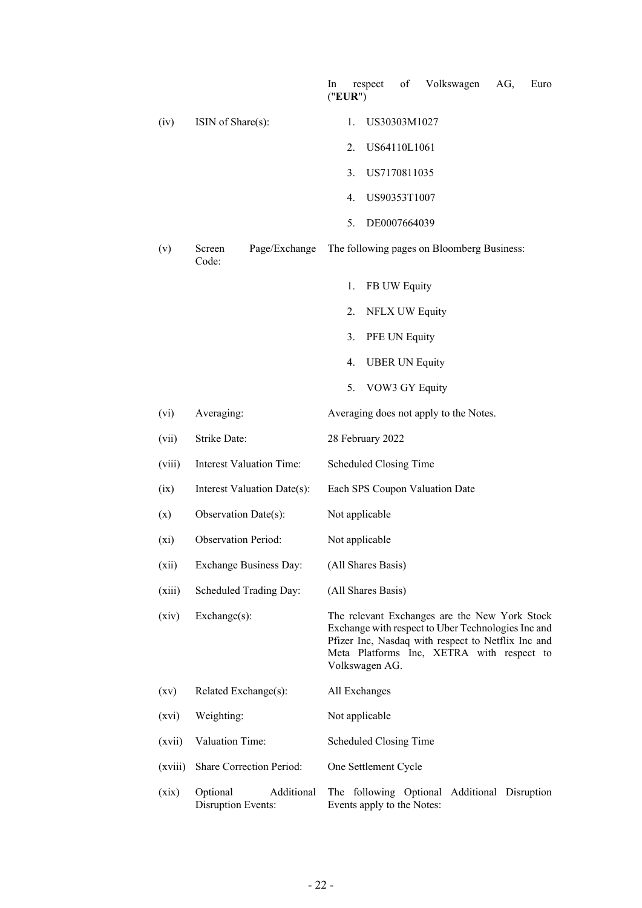| | | |
|---|---|---|
| | | In respect of Volkswagen AG, Euro ("**EUR**") |
| (iv) | ISIN of Share(s): | 1. US30303M1027<br>2. US64110L1061<br>3. US7170811035<br>4. US90353T1007<br>5. DE0007664039 |
| (v) | Screen Page/Exchange Code: | The following pages on Bloomberg Business:<br>1. FB UW Equity<br>2. NFLX UW Equity<br>3. PFE UN Equity<br>4. UBER UN Equity<br>5. VOW3 GY Equity |
| (vi) | Averaging: | Averaging does not apply to the Notes. |
| (vii) | Strike Date: | 28 February 2022 |
| (viii) | Interest Valuation Time: | Scheduled Closing Time |
| (ix) | Interest Valuation Date(s): | Each SPS Coupon Valuation Date |
| (x) | Observation Date(s): | Not applicable |
| (xi) | Observation Period: | Not applicable |
| (xii) | Exchange Business Day: | (All Shares Basis) |
| (xiii) | Scheduled Trading Day: | (All Shares Basis) |
| (xiv) | Exchange(s): | The relevant Exchanges are the New York Stock Exchange with respect to Uber Technologies Inc and Pfizer Inc, Nasdaq with respect to Netflix Inc and Meta Platforms Inc, XETRA with respect to Volkswagen AG. |
| (xv) | Related Exchange(s): | All Exchanges |
| (xvi) | Weighting: | Not applicable |
| (xvii) | Valuation Time: | Scheduled Closing Time |
| (xviii) | Share Correction Period: | One Settlement Cycle |
| (xix) | Optional Additional Disruption Events: | The following Optional Additional Disruption Events apply to the Notes: |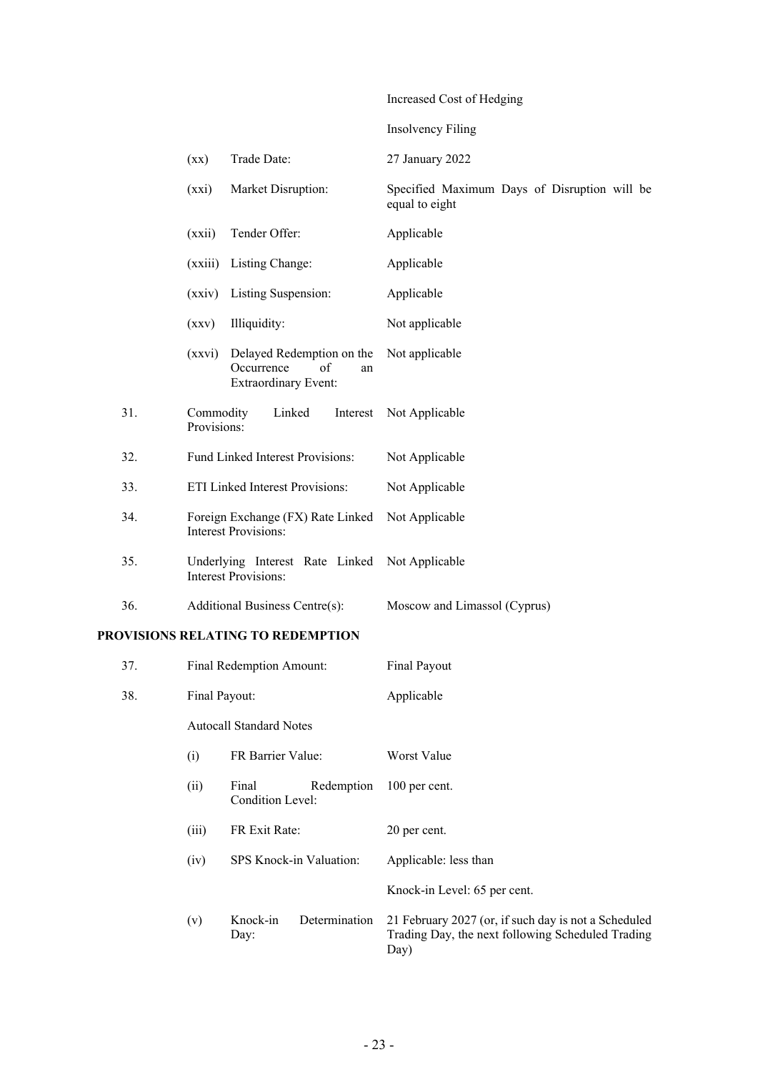| | | | |
|---|---|---|---|
| | | | Increased Cost of Hedging |
| | | | Insolvency Filing |
| | (xx) | Trade Date: | 27 January 2022 |
| | (xxi) | Market Disruption: | Specified Maximum Days of Disruption will be equal to eight |
| | (xxii) | Tender Offer: | Applicable |
| | (xxiii) | Listing Change: | Applicable |
| | (xxiv) | Listing Suspension: | Applicable |
| | (xxv) | Illiquidity: | Not applicable |
| | (xxvi) | Delayed Redemption on the Occurrence of an Extraordinary Event: | Not applicable |
| 31. | Commodity Linked Interest Provisions: | | Not Applicable |
| 32. | Fund Linked Interest Provisions: | | Not Applicable |
| 33. | ETI Linked Interest Provisions: | | Not Applicable |
| 34. | Foreign Exchange (FX) Rate Linked Interest Provisions: | | Not Applicable |
| 35. | Underlying Interest Rate Linked Interest Provisions: | | Not Applicable |
| 36. | Additional Business Centre(s): | | Moscow and Limassol (Cyprus) |

## PROVISIONS RELATING TO REDEMPTION

| | | | |
|---|---|---|---|
| 37. | Final Redemption Amount: | | Final Payout |
| 38. | Final Payout: | | Applicable |
| | Autocall Standard Notes | | |
| | (i) | FR Barrier Value: | Worst Value |
| | (ii) | Final Redemption Condition Level: | 100 per cent. |
| | (iii) | FR Exit Rate: | 20 per cent. |
| | (iv) | SPS Knock-in Valuation: | Applicable: less than |
| | | | Knock-in Level: 65 per cent. |
| | (v) | Knock-in Determination Day: | 21 February 2027 (or, if such day is not a Scheduled Trading Day, the next following Scheduled Trading Day) |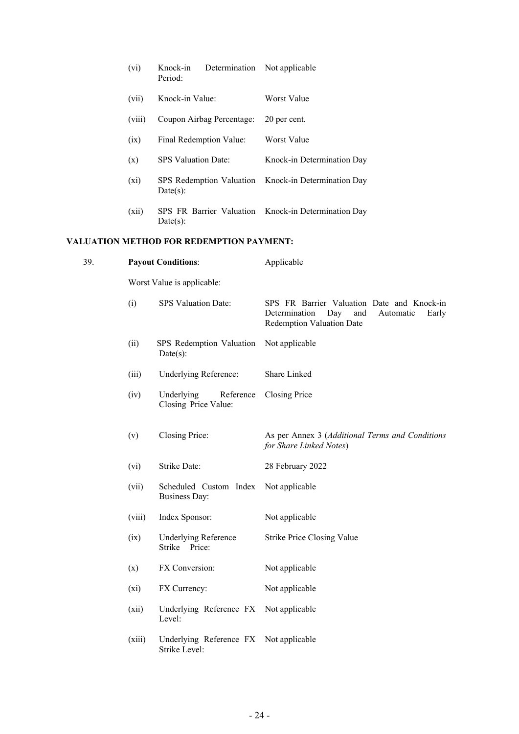| | | |
|---|---|---|
| (vi) | Knock-in Determination Period: | Not applicable |
| (vii) | Knock-in Value: | Worst Value |
| (viii) | Coupon Airbag Percentage: | 20 per cent. |
| (ix) | Final Redemption Value: | Worst Value |
| (x) | SPS Valuation Date: | Knock-in Determination Day |
| (xi) | SPS Redemption Valuation Date(s): | Knock-in Determination Day |
| (xii) | SPS FR Barrier Valuation Date(s): | Knock-in Determination Day |

**VALUATION METHOD FOR REDEMPTION PAYMENT:**

39. **Payout Conditions**: Applicable

Worst Value is applicable:

| | | |
|---|---|---|
| (i) | SPS Valuation Date: | SPS FR Barrier Valuation Date and Knock-in Determination Day and Automatic Early Redemption Valuation Date |
| (ii) | SPS Redemption Valuation Date(s): | Not applicable |
| (iii) | Underlying Reference: | Share Linked |
| (iv) | Underlying Reference Closing Price Value: | Closing Price |
| (v) | Closing Price: | As per Annex 3 (*Additional Terms and Conditions for Share Linked Notes*) |
| (vi) | Strike Date: | 28 February 2022 |
| (vii) | Scheduled Custom Index Business Day: | Not applicable |
| (viii) | Index Sponsor: | Not applicable |
| (ix) | Underlying Reference Strike Price: | Strike Price Closing Value |
| (x) | FX Conversion: | Not applicable |
| (xi) | FX Currency: | Not applicable |
| (xii) | Underlying Reference FX Level: | Not applicable |
| (xiii) | Underlying Reference FX Strike Level: | Not applicable |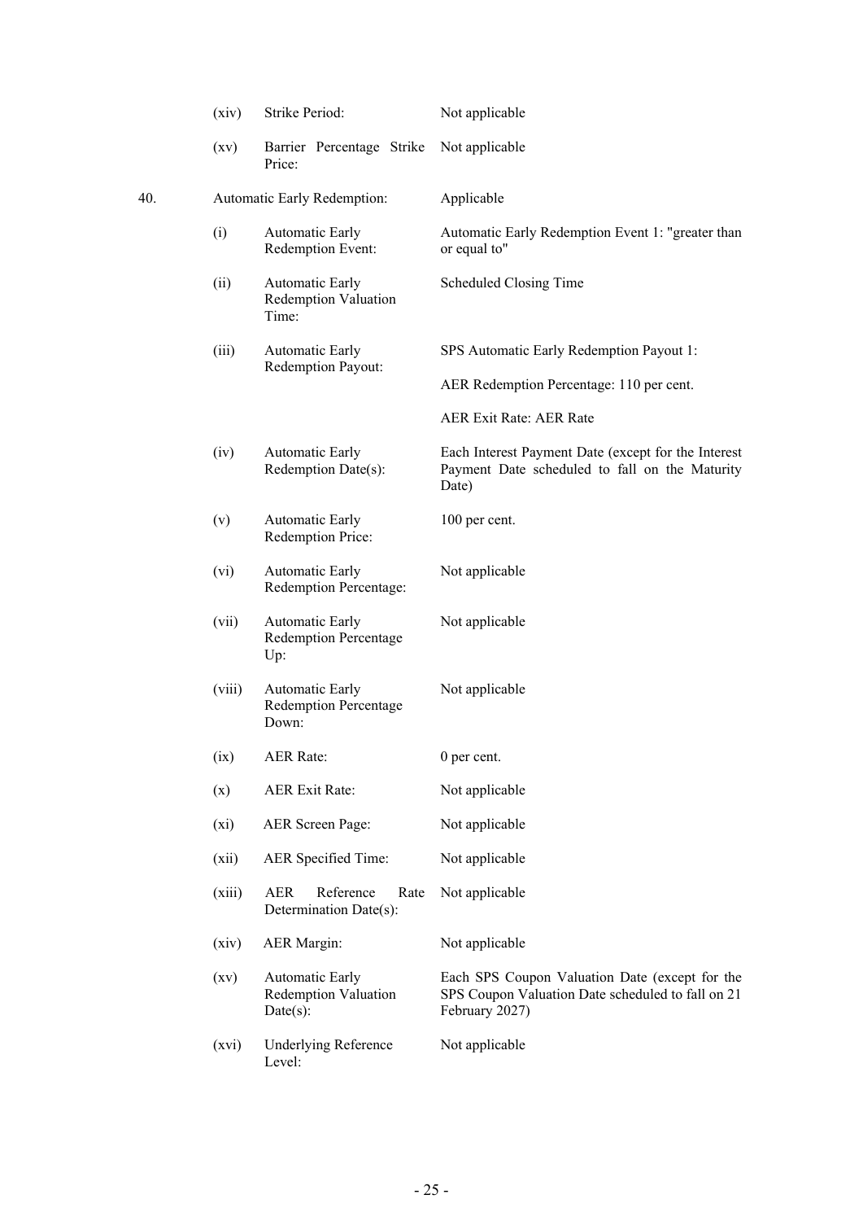| | | | |
|---|---|---|---|
| | (xiv) | Strike Period: | Not applicable |
| | (xv) | Barrier Percentage Strike Price: | Not applicable |
| 40. | Automatic Early Redemption: | | Applicable |
| | (i) | Automatic Early Redemption Event: | Automatic Early Redemption Event 1: "greater than or equal to" |
| | (ii) | Automatic Early Redemption Valuation Time: | Scheduled Closing Time |
| | (iii) | Automatic Early Redemption Payout: | SPS Automatic Early Redemption Payout 1:<br><br>AER Redemption Percentage: 110 per cent.<br><br>AER Exit Rate: AER Rate |
| | (iv) | Automatic Early Redemption Date(s): | Each Interest Payment Date (except for the Interest Payment Date scheduled to fall on the Maturity Date) |
| | (v) | Automatic Early Redemption Price: | 100 per cent. |
| | (vi) | Automatic Early Redemption Percentage: | Not applicable |
| | (vii) | Automatic Early Redemption Percentage Up: | Not applicable |
| | (viii) | Automatic Early Redemption Percentage Down: | Not applicable |
| | (ix) | AER Rate: | 0 per cent. |
| | (x) | AER Exit Rate: | Not applicable |
| | (xi) | AER Screen Page: | Not applicable |
| | (xii) | AER Specified Time: | Not applicable |
| | (xiii) | AER Reference Rate Determination Date(s): | Not applicable |
| | (xiv) | AER Margin: | Not applicable |
| | (xv) | Automatic Early Redemption Valuation Date(s): | Each SPS Coupon Valuation Date (except for the SPS Coupon Valuation Date scheduled to fall on 21 February 2027) |
| | (xvi) | Underlying Reference Level: | Not applicable |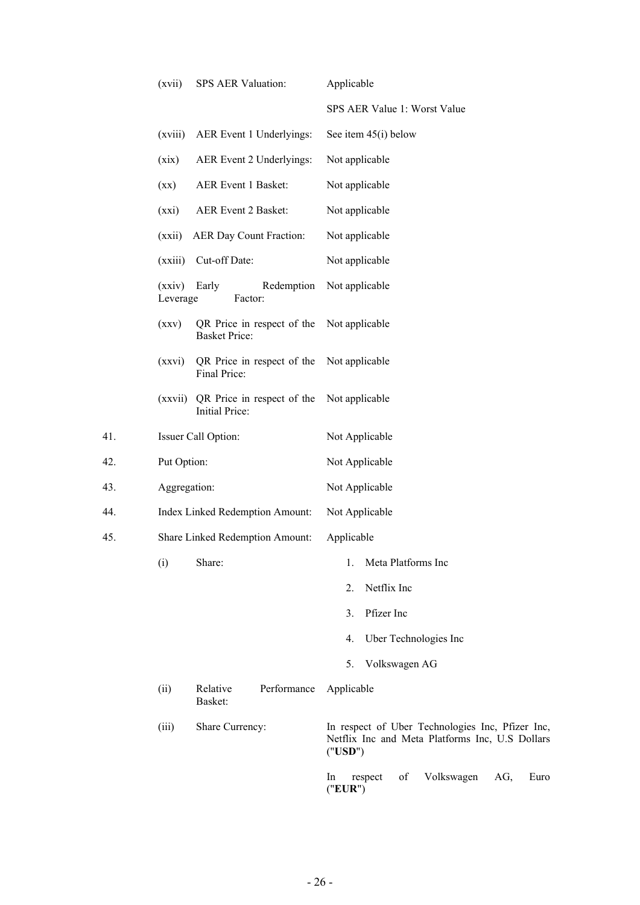| | | |
|---|---|---|
| | (xvii) SPS AER Valuation: | Applicable<br><br>SPS AER Value 1: Worst Value |
| | (xviii) AER Event 1 Underlyings: | See item 45(i) below |
| | (xix) AER Event 2 Underlyings: | Not applicable |
| | (xx) AER Event 1 Basket: | Not applicable |
| | (xxi) AER Event 2 Basket: | Not applicable |
| | (xxii) AER Day Count Fraction: | Not applicable |
| | (xxiii) Cut-off Date: | Not applicable |
| | (xxiv) Early Redemption Leverage Factor: | Not applicable |
| | (xxv) QR Price in respect of the Basket Price: | Not applicable |
| | (xxvi) QR Price in respect of the Final Price: | Not applicable |
| | (xxvii) QR Price in respect of the Initial Price: | Not applicable |
| 41. | Issuer Call Option: | Not Applicable |
| 42. | Put Option: | Not Applicable |
| 43. | Aggregation: | Not Applicable |
| 44. | Index Linked Redemption Amount: | Not Applicable |
| 45. | Share Linked Redemption Amount: | Applicable |
| | (i) Share: | 1. Meta Platforms Inc<br>2. Netflix Inc<br>3. Pfizer Inc<br>4. Uber Technologies Inc<br>5. Volkswagen AG |
| | (ii) Relative Performance Basket: | Applicable |
| | (iii) Share Currency: | In respect of Uber Technologies Inc, Pfizer Inc, Netflix Inc and Meta Platforms Inc, U.S Dollars ("**USD**")<br><br>In respect of Volkswagen AG, Euro ("**EUR**") |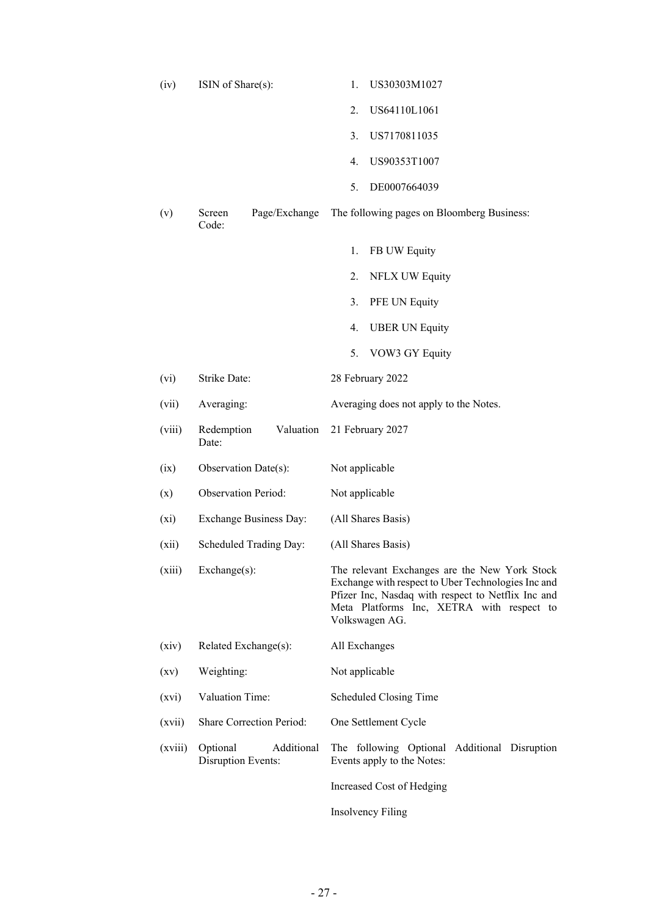| | | |
|---|---|---|
| (iv) | ISIN of Share(s): | 1. US30303M1027<br>2. US64110L1061<br>3. US7170811035<br>4. US90353T1007<br>5. DE0007664039 |
| (v) | Screen Page/Exchange Code: | The following pages on Bloomberg Business:<br>1. FB UW Equity<br>2. NFLX UW Equity<br>3. PFE UN Equity<br>4. UBER UN Equity<br>5. VOW3 GY Equity |
| (vi) | Strike Date: | 28 February 2022 |
| (vii) | Averaging: | Averaging does not apply to the Notes. |
| (viii) | Redemption Valuation Date: | 21 February 2027 |
| (ix) | Observation Date(s): | Not applicable |
| (x) | Observation Period: | Not applicable |
| (xi) | Exchange Business Day: | (All Shares Basis) |
| (xii) | Scheduled Trading Day: | (All Shares Basis) |
| (xiii) | Exchange(s): | The relevant Exchanges are the New York Stock Exchange with respect to Uber Technologies Inc and Pfizer Inc, Nasdaq with respect to Netflix Inc and Meta Platforms Inc, XETRA with respect to Volkswagen AG. |
| (xiv) | Related Exchange(s): | All Exchanges |
| (xv) | Weighting: | Not applicable |
| (xvi) | Valuation Time: | Scheduled Closing Time |
| (xvii) | Share Correction Period: | One Settlement Cycle |
| (xviii) | Optional Additional Disruption Events: | The following Optional Additional Disruption Events apply to the Notes:<br>Increased Cost of Hedging<br>Insolvency Filing |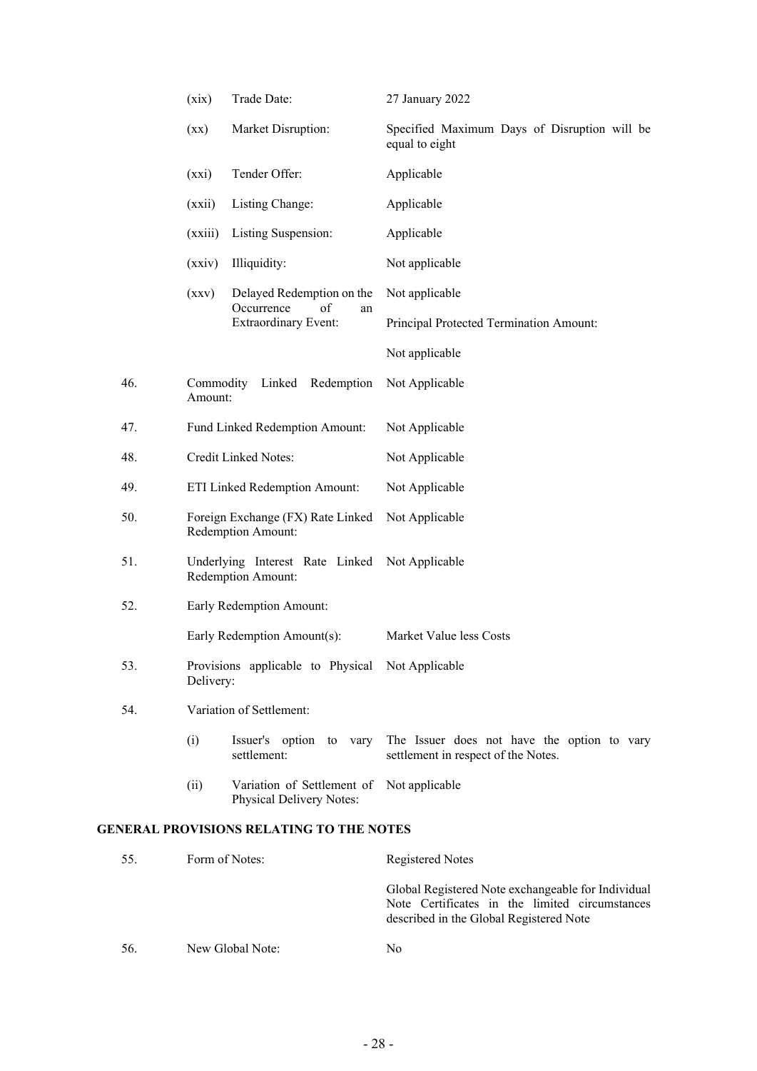| | | | |
|---|---|---|---|
| | (xix) | Trade Date: | 27 January 2022 |
| | (xx) | Market Disruption: | Specified Maximum Days of Disruption will be equal to eight |
| | (xxi) | Tender Offer: | Applicable |
| | (xxii) | Listing Change: | Applicable |
| | (xxiii) | Listing Suspension: | Applicable |
| | (xxiv) | Illiquidity: | Not applicable |
| | (xxv) | Delayed Redemption on the Occurrence of an Extraordinary Event: | Not applicable<br><br>Principal Protected Termination Amount:<br><br>Not applicable |
| 46. | Commodity Linked Redemption Amount: | | Not Applicable |
| 47. | Fund Linked Redemption Amount: | | Not Applicable |
| 48. | Credit Linked Notes: | | Not Applicable |
| 49. | ETI Linked Redemption Amount: | | Not Applicable |
| 50. | Foreign Exchange (FX) Rate Linked Redemption Amount: | | Not Applicable |
| 51. | Underlying Interest Rate Linked Redemption Amount: | | Not Applicable |
| 52. | Early Redemption Amount: | | |
| | Early Redemption Amount(s): | | Market Value less Costs |
| 53. | Provisions applicable to Physical Delivery: | | Not Applicable |
| 54. | Variation of Settlement: | | |
| | (i) | Issuer's option to vary settlement: | The Issuer does not have the option to vary settlement in respect of the Notes. |
| | (ii) | Variation of Settlement of Physical Delivery Notes: | Not applicable |

## GENERAL PROVISIONS RELATING TO THE NOTES

| | | |
|---|---|---|
| 55. | Form of Notes: | Registered Notes<br><br>Global Registered Note exchangeable for Individual Note Certificates in the limited circumstances described in the Global Registered Note |
| 56. | New Global Note: | No |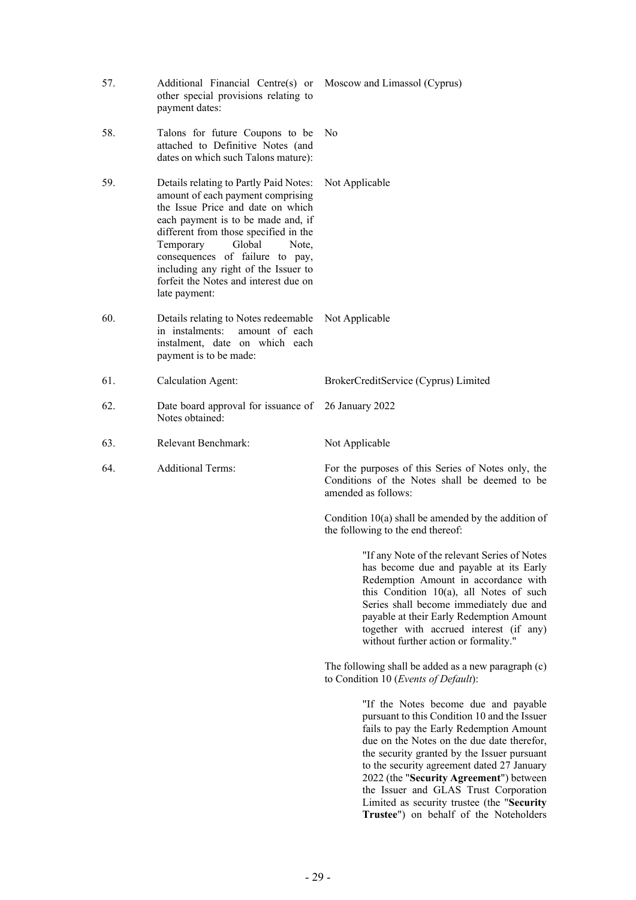| | | |
|---|---|---|
| 57. | Additional Financial Centre(s) or other special provisions relating to payment dates: | Moscow and Limassol (Cyprus) |
| 58. | Talons for future Coupons to be attached to Definitive Notes (and dates on which such Talons mature): | No |
| 59. | Details relating to Partly Paid Notes: amount of each payment comprising the Issue Price and date on which each payment is to be made and, if different from those specified in the Temporary Global Note, consequences of failure to pay, including any right of the Issuer to forfeit the Notes and interest due on late payment: | Not Applicable |
| 60. | Details relating to Notes redeemable in instalments: amount of each instalment, date on which each payment is to be made: | Not Applicable |
| 61. | Calculation Agent: | BrokerCreditService (Cyprus) Limited |
| 62. | Date board approval for issuance of Notes obtained: | 26 January 2022 |
| 63. | Relevant Benchmark: | Not Applicable |
| 64. | Additional Terms: | For the purposes of this Series of Notes only, the Conditions of the Notes shall be deemed to be amended as follows: |

Condition 10(a) shall be amended by the addition of the following to the end thereof:

> "If any Note of the relevant Series of Notes has become due and payable at its Early Redemption Amount in accordance with this Condition 10(a), all Notes of such Series shall become immediately due and payable at their Early Redemption Amount together with accrued interest (if any) without further action or formality."

The following shall be added as a new paragraph (c) to Condition 10 (*Events of Default*):

> "If the Notes become due and payable pursuant to this Condition 10 and the Issuer fails to pay the Early Redemption Amount due on the Notes on the due date therefor, the security granted by the Issuer pursuant to the security agreement dated 27 January 2022 (the "**Security Agreement**") between the Issuer and GLAS Trust Corporation Limited as security trustee (the "**Security Trustee**") on behalf of the Noteholders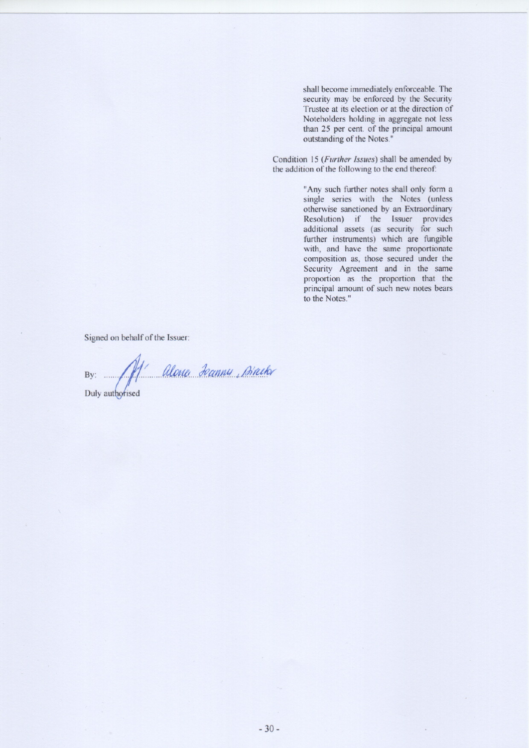shall become immediately enforceable. The security may be enforced by the Security Trustee at its election or at the direction of Noteholders holding in aggregate not less than 25 per cent. of the principal amount outstanding of the Notes."

Condition 15 (*Further Issues*) shall be amended by the addition of the following to the end thereof:

"Any such further notes shall only form a single series with the Notes (unless otherwise sanctioned by an Extraordinary Resolution) if the Issuer provides additional assets (as security for such further instruments) which are fungible with, and have the same proportionate composition as, those secured under the Security Agreement and in the same proportion as the proportion that the principal amount of such new notes bears to the Notes."

Signed on behalf of the Issuer:

By: ........ Alona Ioannu, Director

Duly authorised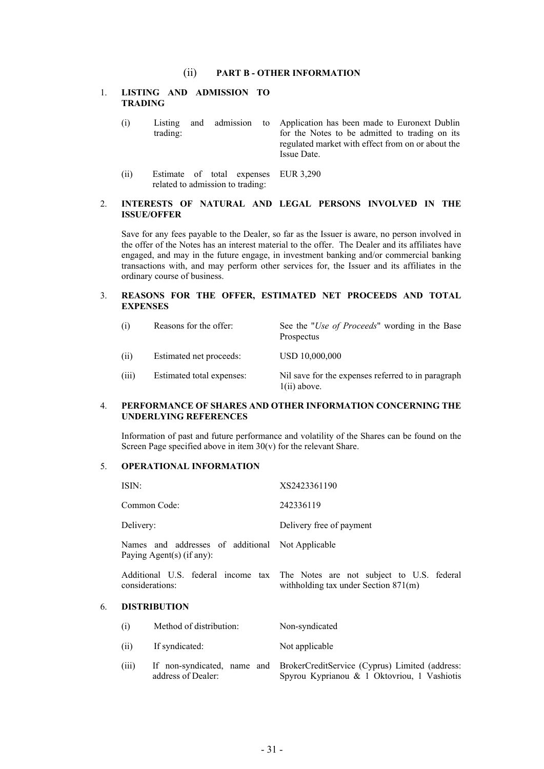## (ii) PART B - OTHER INFORMATION

### 1. LISTING AND ADMISSION TO TRADING

| | | |
|---|---|---|
| (i) | Listing and admission to trading: | Application has been made to Euronext Dublin for the Notes to be admitted to trading on its regulated market with effect from on or about the Issue Date. |
| (ii) | Estimate of total expenses related to admission to trading: | EUR 3,290 |

### 2. INTERESTS OF NATURAL AND LEGAL PERSONS INVOLVED IN THE ISSUE/OFFER

Save for any fees payable to the Dealer, so far as the Issuer is aware, no person involved in the offer of the Notes has an interest material to the offer. The Dealer and its affiliates have engaged, and may in the future engage, in investment banking and/or commercial banking transactions with, and may perform other services for, the Issuer and its affiliates in the ordinary course of business.

### 3. REASONS FOR THE OFFER, ESTIMATED NET PROCEEDS AND TOTAL EXPENSES

| | | |
|---|---|---|
| (i) | Reasons for the offer: | See the "*Use of Proceeds*" wording in the Base Prospectus |
| (ii) | Estimated net proceeds: | USD 10,000,000 |
| (iii) | Estimated total expenses: | Nil save for the expenses referred to in paragraph 1(ii) above. |

### 4. PERFORMANCE OF SHARES AND OTHER INFORMATION CONCERNING THE UNDERLYING REFERENCES

Information of past and future performance and volatility of the Shares can be found on the Screen Page specified above in item 30(v) for the relevant Share.

### 5. OPERATIONAL INFORMATION

| | |
|---|---|
| ISIN: | XS2423361190 |
| Common Code: | 242336119 |
| Delivery: | Delivery free of payment |
| Names and addresses of additional Paying Agent(s) (if any): | Not Applicable |
| Additional U.S. federal income tax considerations: | The Notes are not subject to U.S. federal withholding tax under Section 871(m) |

### 6. DISTRIBUTION

| | | |
|---|---|---|
| (i) | Method of distribution: | Non-syndicated |
| (ii) | If syndicated: | Not applicable |
| (iii) | If non-syndicated, name and address of Dealer: | BrokerCreditService (Cyprus) Limited (address: Spyrou Kyprianou & 1 Oktovriou, 1 Vashiotis |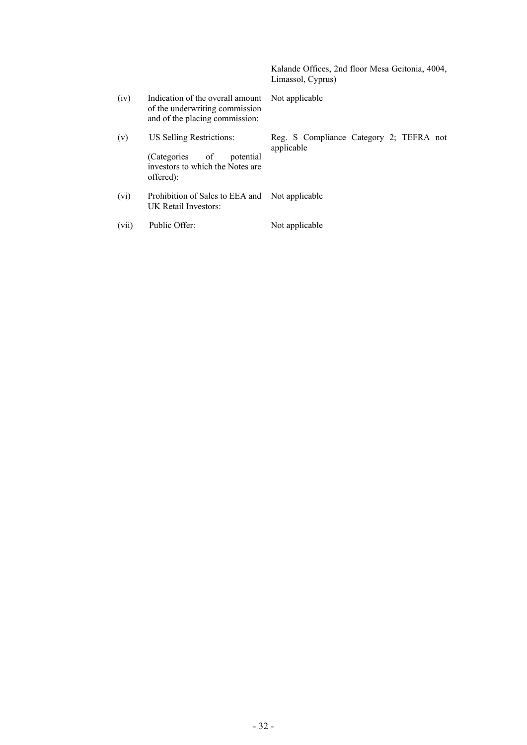| | | |
|---|---|---|
| | | Kalande Offices, 2nd floor Mesa Geitonia, 4004, Limassol, Cyprus) |
| (iv) | Indication of the overall amount of the underwriting commission and of the placing commission: | Not applicable |
| (v) | US Selling Restrictions:<br><br>(Categories of potential investors to which the Notes are offered): | Reg. S Compliance Category 2; TEFRA not applicable |
| (vi) | Prohibition of Sales to EEA and UK Retail Investors: | Not applicable |
| (vii) | Public Offer: | Not applicable |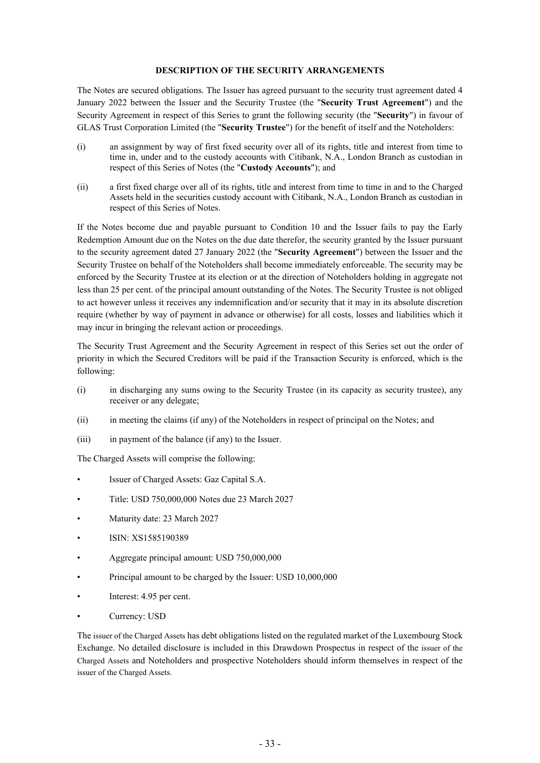## DESCRIPTION OF THE SECURITY ARRANGEMENTS

The Notes are secured obligations. The Issuer has agreed pursuant to the security trust agreement dated 4 January 2022 between the Issuer and the Security Trustee (the "**Security Trust Agreement**") and the Security Agreement in respect of this Series to grant the following security (the "**Security**") in favour of GLAS Trust Corporation Limited (the "**Security Trustee**") for the benefit of itself and the Noteholders:

(i) an assignment by way of first fixed security over all of its rights, title and interest from time to time in, under and to the custody accounts with Citibank, N.A., London Branch as custodian in respect of this Series of Notes (the "**Custody Accounts**"); and

(ii) a first fixed charge over all of its rights, title and interest from time to time in and to the Charged Assets held in the securities custody account with Citibank, N.A., London Branch as custodian in respect of this Series of Notes.

If the Notes become due and payable pursuant to Condition 10 and the Issuer fails to pay the Early Redemption Amount due on the Notes on the due date therefor, the security granted by the Issuer pursuant to the security agreement dated 27 January 2022 (the "**Security Agreement**") between the Issuer and the Security Trustee on behalf of the Noteholders shall become immediately enforceable. The security may be enforced by the Security Trustee at its election or at the direction of Noteholders holding in aggregate not less than 25 per cent. of the principal amount outstanding of the Notes. The Security Trustee is not obliged to act however unless it receives any indemnification and/or security that it may in its absolute discretion require (whether by way of payment in advance or otherwise) for all costs, losses and liabilities which it may incur in bringing the relevant action or proceedings.

The Security Trust Agreement and the Security Agreement in respect of this Series set out the order of priority in which the Secured Creditors will be paid if the Transaction Security is enforced, which is the following:

(i) in discharging any sums owing to the Security Trustee (in its capacity as security trustee), any receiver or any delegate;

(ii) in meeting the claims (if any) of the Noteholders in respect of principal on the Notes; and

(iii) in payment of the balance (if any) to the Issuer.

The Charged Assets will comprise the following:

- Issuer of Charged Assets: Gaz Capital S.A.
- Title: USD 750,000,000 Notes due 23 March 2027
- Maturity date: 23 March 2027
- ISIN: XS1585190389
- Aggregate principal amount: USD 750,000,000
- Principal amount to be charged by the Issuer: USD 10,000,000
- Interest: 4.95 per cent.
- Currency: USD

The issuer of the Charged Assets has debt obligations listed on the regulated market of the Luxembourg Stock Exchange. No detailed disclosure is included in this Drawdown Prospectus in respect of the issuer of the Charged Assets and Noteholders and prospective Noteholders should inform themselves in respect of the issuer of the Charged Assets.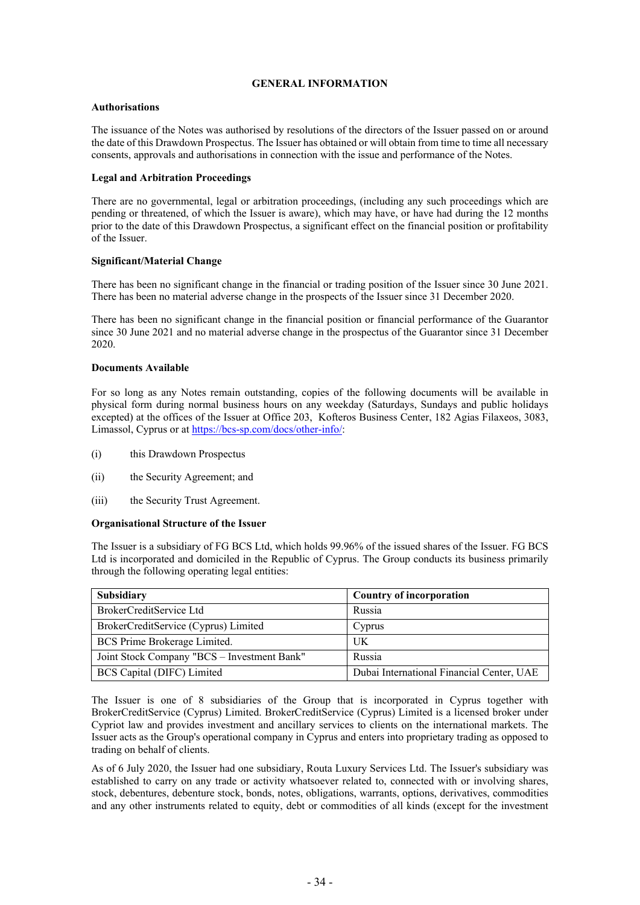# GENERAL INFORMATION

### Authorisations

The issuance of the Notes was authorised by resolutions of the directors of the Issuer passed on or around the date of this Drawdown Prospectus. The Issuer has obtained or will obtain from time to time all necessary consents, approvals and authorisations in connection with the issue and performance of the Notes.

### Legal and Arbitration Proceedings

There are no governmental, legal or arbitration proceedings, (including any such proceedings which are pending or threatened, of which the Issuer is aware), which may have, or have had during the 12 months prior to the date of this Drawdown Prospectus, a significant effect on the financial position or profitability of the Issuer.

### Significant/Material Change

There has been no significant change in the financial or trading position of the Issuer since 30 June 2021. There has been no material adverse change in the prospects of the Issuer since 31 December 2020.

There has been no significant change in the financial position or financial performance of the Guarantor since 30 June 2021 and no material adverse change in the prospectus of the Guarantor since 31 December 2020.

### Documents Available

For so long as any Notes remain outstanding, copies of the following documents will be available in physical form during normal business hours on any weekday (Saturdays, Sundays and public holidays excepted) at the offices of the Issuer at Office 203, Kofteros Business Center, 182 Agias Filaxeos, 3083, Limassol, Cyprus or at https://bcs-sp.com/docs/other-info/:

(i) this Drawdown Prospectus

(ii) the Security Agreement; and

(iii) the Security Trust Agreement.

### Organisational Structure of the Issuer

The Issuer is a subsidiary of FG BCS Ltd, which holds 99.96% of the issued shares of the Issuer. FG BCS Ltd is incorporated and domiciled in the Republic of Cyprus. The Group conducts its business primarily through the following operating legal entities:

| Subsidiary | Country of incorporation |
|---|---|
| BrokerCreditService Ltd | Russia |
| BrokerCreditService (Cyprus) Limited | Cyprus |
| BCS Prime Brokerage Limited. | UK |
| Joint Stock Company "BCS – Investment Bank" | Russia |
| BCS Capital (DIFC) Limited | Dubai International Financial Center, UAE |

The Issuer is one of 8 subsidiaries of the Group that is incorporated in Cyprus together with BrokerCreditService (Cyprus) Limited. BrokerCreditService (Cyprus) Limited is a licensed broker under Cypriot law and provides investment and ancillary services to clients on the international markets. The Issuer acts as the Group's operational company in Cyprus and enters into proprietary trading as opposed to trading on behalf of clients.

As of 6 July 2020, the Issuer had one subsidiary, Routa Luxury Services Ltd. The Issuer's subsidiary was established to carry on any trade or activity whatsoever related to, connected with or involving shares, stock, debentures, debenture stock, bonds, notes, obligations, warrants, options, derivatives, commodities and any other instruments related to equity, debt or commodities of all kinds (except for the investment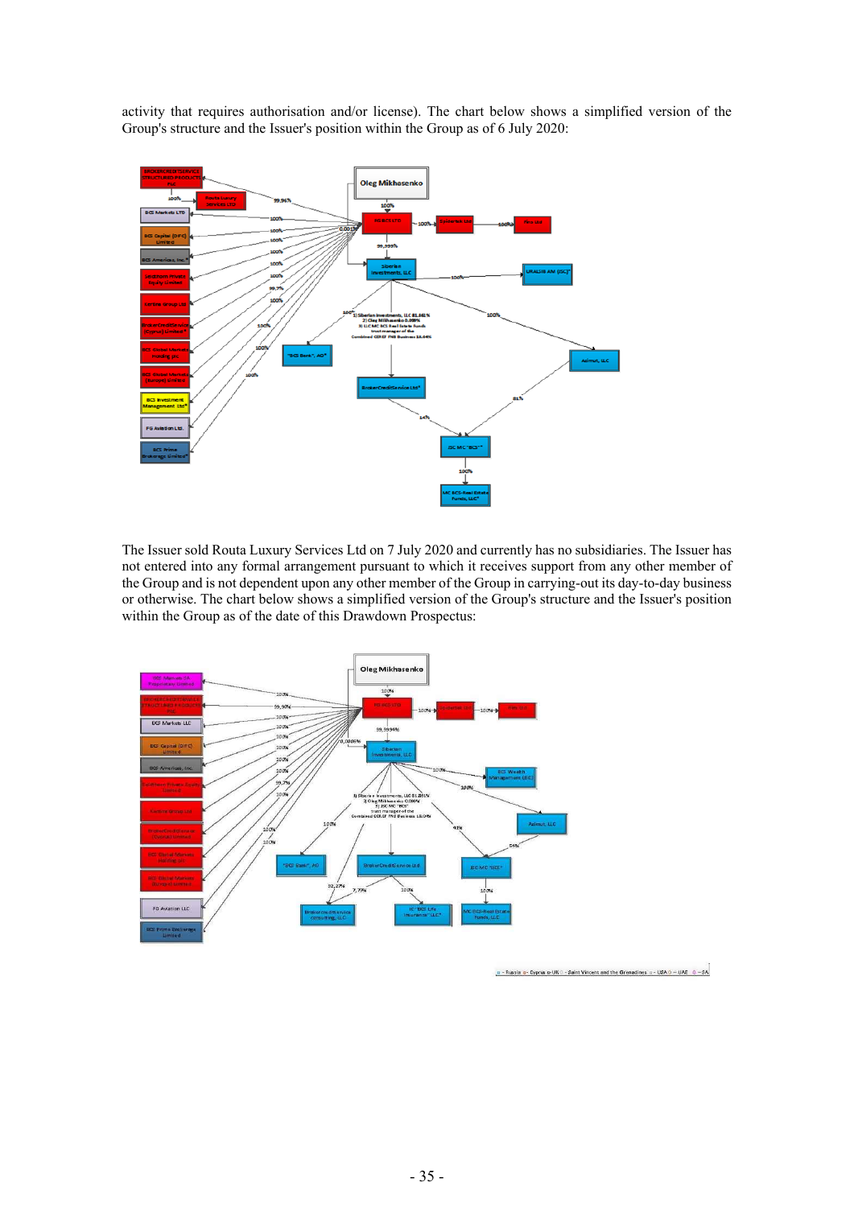activity that requires authorisation and/or license). The chart below shows a simplified version of the Group's structure and the Issuer's position within the Group as of 6 July 2020:

The Issuer sold Routa Luxury Services Ltd on 7 July 2020 and currently has no subsidiaries. The Issuer has not entered into any formal arrangement pursuant to which it receives support from any other member of the Group and is not dependent upon any other member of the Group in carrying-out its day-to-day business or otherwise. The chart below shows a simplified version of the Group's structure and the Issuer's position within the Group as of the date of this Drawdown Prospectus: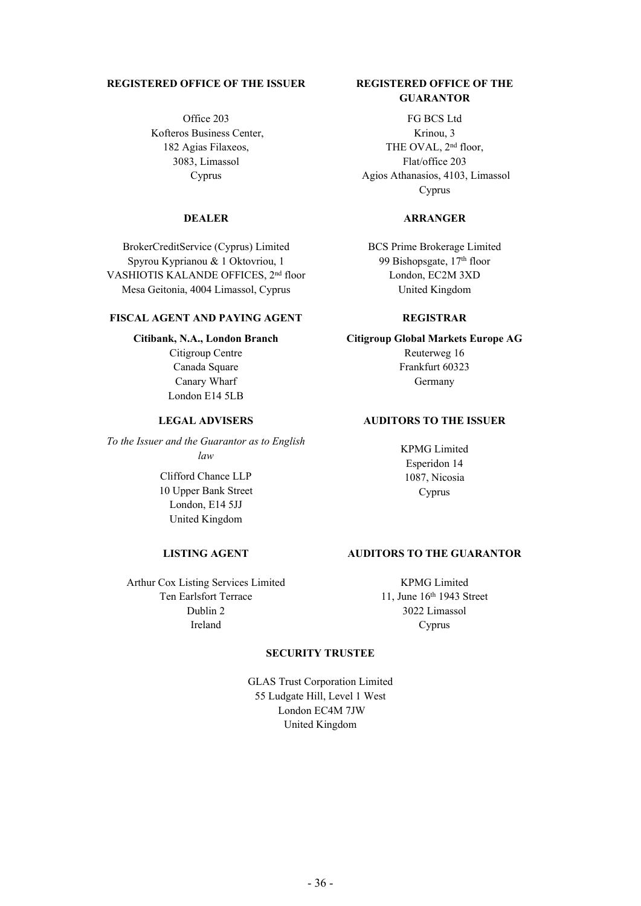**REGISTERED OFFICE OF THE ISSUER**

Office 203
Kofteros Business Center,
182 Agias Filaxeos,
3083, Limassol
Cyprus

**REGISTERED OFFICE OF THE GUARANTOR**

FG BCS Ltd
Krinou, 3
THE OVAL, 2nd floor,
Flat/office 203
Agios Athanasios, 4103, Limassol
Cyprus

**DEALER**

BrokerCreditService (Cyprus) Limited
Spyrou Kyprianou & 1 Oktovriou, 1
VASHIOTIS KALANDE OFFICES, 2nd floor
Mesa Geitonia, 4004 Limassol, Cyprus

**ARRANGER**

BCS Prime Brokerage Limited
99 Bishopsgate, 17th floor
London, EC2M 3XD
United Kingdom

**FISCAL AGENT AND PAYING AGENT**

**Citibank, N.A., London Branch**
Citigroup Centre
Canada Square
Canary Wharf
London E14 5LB

**REGISTRAR**

**Citigroup Global Markets Europe AG**
Reuterweg 16
Frankfurt 60323
Germany

**LEGAL ADVISERS**

*To the Issuer and the Guarantor as to English law*

Clifford Chance LLP
10 Upper Bank Street
London, E14 5JJ
United Kingdom

**AUDITORS TO THE ISSUER**

KPMG Limited
Esperidon 14
1087, Nicosia
Cyprus

**LISTING AGENT**

Arthur Cox Listing Services Limited
Ten Earlsfort Terrace
Dublin 2
Ireland

**AUDITORS TO THE GUARANTOR**

KPMG Limited
11, June 16th 1943 Street
3022 Limassol
Cyprus

**SECURITY TRUSTEE**

GLAS Trust Corporation Limited
55 Ludgate Hill, Level 1 West
London EC4M 7JW
United Kingdom